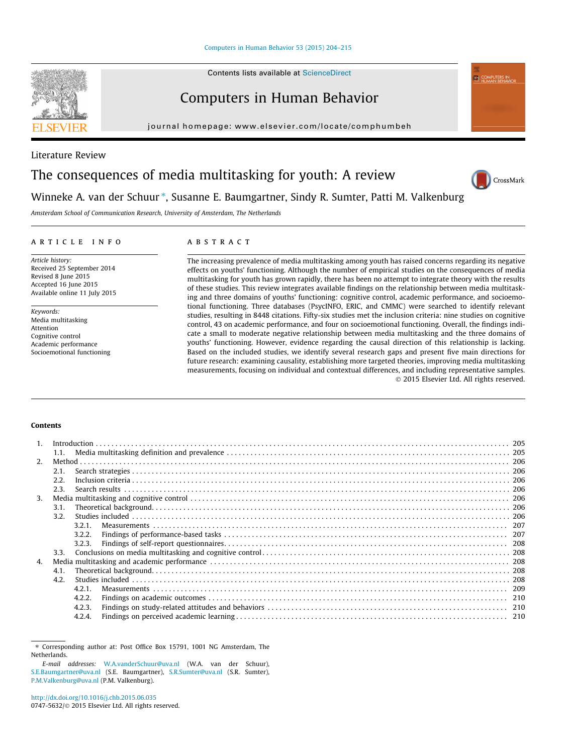Literature Review

# The consequences of media multitasking for youth: A review

Winneke A. van der Schuur *, Susanne E. Baumgartner, Sindy R. Sumter, Patti M. Valkenburg

*Amsterdam School of Communication Research, University of Amsterdam, The Netherlands*

## ARTICLE INFO

*Article history:*
Received 25 September 2014
Revised 8 June 2015
Accepted 16 June 2015
Available online 11 July 2015

*Keywords:*
Media multitasking
Attention
Cognitive control
Academic performance
Socioemotional functioning

## ABSTRACT

The increasing prevalence of media multitasking among youth has raised concerns regarding its negative effects on youths' functioning. Although the number of empirical studies on the consequences of media multitasking for youth has grown rapidly, there has been no attempt to integrate theory with the results of these studies. This review integrates available findings on the relationship between media multitasking and three domains of youths' functioning: cognitive control, academic performance, and socioemotional functioning. Three databases (PsycINFO, ERIC, and CMMC) were searched to identify relevant studies, resulting in 8448 citations. Fifty-six studies met the inclusion criteria: nine studies on cognitive control, 43 on academic performance, and four on socioemotional functioning. Overall, the findings indicate a small to moderate negative relationship between media multitasking and the three domains of youths' functioning. However, evidence regarding the causal direction of this relationship is lacking. Based on the included studies, we identify several research gaps and present five main directions for future research: examining causality, establishing more targeted theories, improving media multitasking measurements, focusing on individual and contextual differences, and including representative samples.

© 2015 Elsevier Ltd. All rights reserved.

## Contents

1. Introduction . . . 205
   - 1.1. Media multitasking definition and prevalence . . . 205
2. Method . . . 206
   - 2.1. Search strategies . . . 206
   - 2.2. Inclusion criteria . . . 206
   - 2.3. Search results . . . 206
3. Media multitasking and cognitive control . . . 206
   - 3.1. Theoretical background . . . 206
   - 3.2. Studies included . . . 206
     - 3.2.1. Measurements . . . 207
     - 3.2.2. Findings of performance-based tasks . . . 207
     - 3.2.3. Findings of self-report questionnaires . . . 208
   - 3.3. Conclusions on media multitasking and cognitive control . . . 208
4. Media multitasking and academic performance . . . 208
   - 4.1. Theoretical background . . . 208
   - 4.2. Studies included . . . 208
     - 4.2.1. Measurements . . . 209
     - 4.2.2. Findings on academic outcomes . . . 210
     - 4.2.3. Findings on study-related attitudes and behaviors . . . 210
     - 4.2.4. Findings on perceived academic learning . . . 210

---

* Corresponding author at: Post Office Box 15791, 1001 NG Amsterdam, The Netherlands.

*E-mail addresses:* W.A.vanderSchuur@uva.nl (W.A. van der Schuur), S.E.Baumgartner@uva.nl (S.E. Baumgartner), S.R.Sumter@uva.nl (S.R. Sumter), P.M.Valkenburg@uva.nl (P.M. Valkenburg).

http://dx.doi.org/10.1016/j.chb.2015.06.035
0747-5632/© 2015 Elsevier Ltd. All rights reserved.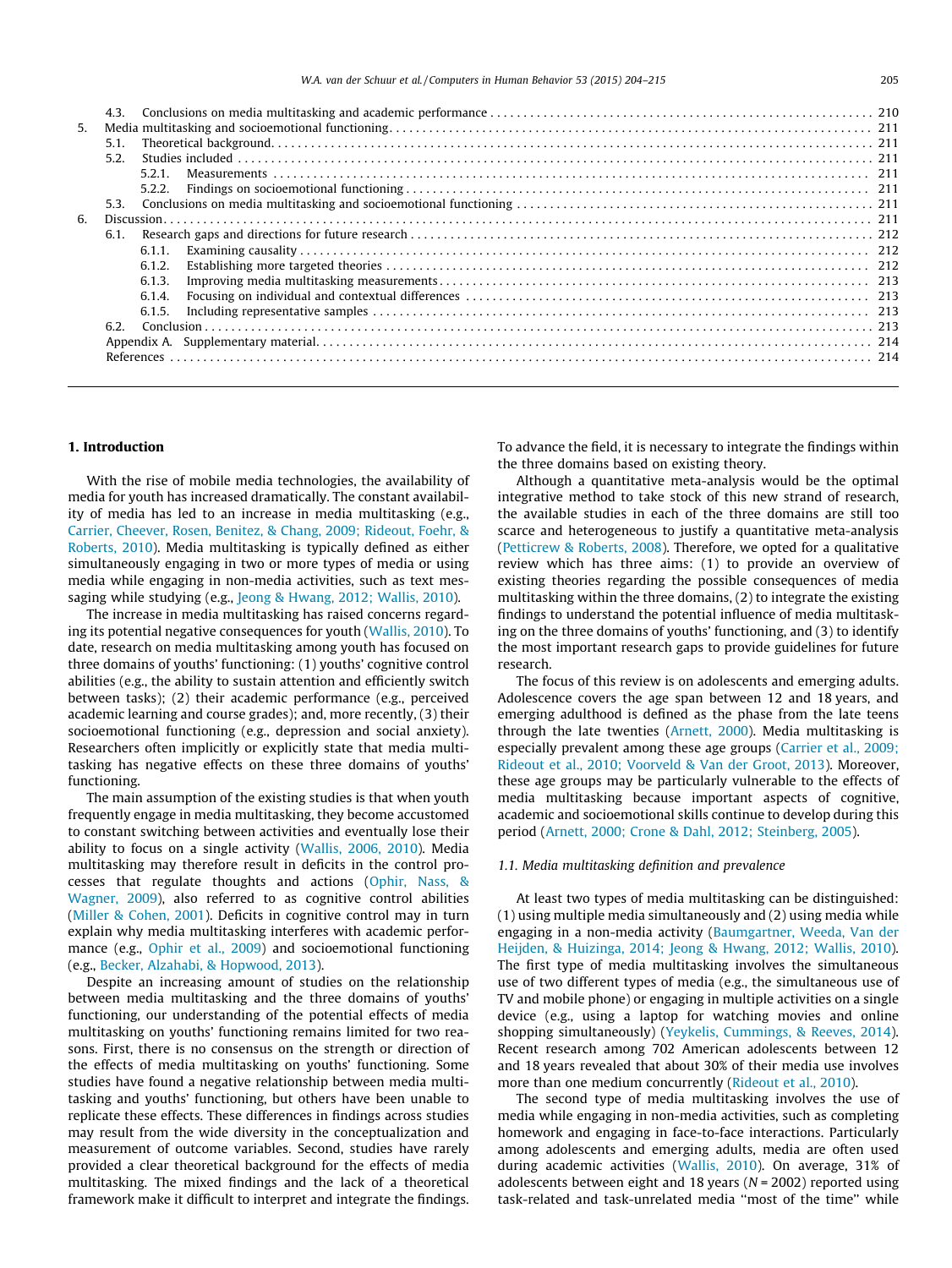4.3. Conclusions on media multitasking and academic performance . . . . . . . . . . . . . . . . . . . . . . . . . . . . . . . . . . . . . . . . . . . . . . . . . . . . . . . 210

5. Media multitasking and socioemotional functioning. . . . . . . . . . . . . . . . . . . . . . . . . . . . . . . . . . . . . . . . . . . . . . . . . . . . . . . . . . . . . . . . . . . . . . 211
   - 5.1. Theoretical background. . . . . . . . . . . . . . . . . . . . . . . . . . . . . . . . . . . . . . . . . . . . . . . . . . . . . . . . . . . . . . . . . . . . . . . . . . . . . . . . . . 211
   - 5.2. Studies included . . . . . . . . . . . . . . . . . . . . . . . . . . . . . . . . . . . . . . . . . . . . . . . . . . . . . . . . . . . . . . . . . . . . . . . . . . . . . . . . . . . . . . 211
     - 5.2.1. Measurements . . . . . . . . . . . . . . . . . . . . . . . . . . . . . . . . . . . . . . . . . . . . . . . . . . . . . . . . . . . . . . . . . . . . . . . . . . . . . . . . . . 211
     - 5.2.2. Findings on socioemotional functioning . . . . . . . . . . . . . . . . . . . . . . . . . . . . . . . . . . . . . . . . . . . . . . . . . . . . . . . . . . . . . 211
   - 5.3. Conclusions on media multitasking and socioemotional functioning . . . . . . . . . . . . . . . . . . . . . . . . . . . . . . . . . . . . . . . . . . . . . 211

6. Discussion. . . . . . . . . . . . . . . . . . . . . . . . . . . . . . . . . . . . . . . . . . . . . . . . . . . . . . . . . . . . . . . . . . . . . . . . . . . . . . . . . . . . . . . . . . . . . . . . . 211
   - 6.1. Research gaps and directions for future research . . . . . . . . . . . . . . . . . . . . . . . . . . . . . . . . . . . . . . . . . . . . . . . . . . . . . . . . . . . . 212
     - 6.1.1. Examining causality . . . . . . . . . . . . . . . . . . . . . . . . . . . . . . . . . . . . . . . . . . . . . . . . . . . . . . . . . . . . . . . . . . . . . . . . . . . . . 212
     - 6.1.2. Establishing more targeted theories . . . . . . . . . . . . . . . . . . . . . . . . . . . . . . . . . . . . . . . . . . . . . . . . . . . . . . . . . . . . . . . . 212
     - 6.1.3. Improving media multitasking measurements. . . . . . . . . . . . . . . . . . . . . . . . . . . . . . . . . . . . . . . . . . . . . . . . . . . . . . . . . 213
     - 6.1.4. Focusing on individual and contextual differences . . . . . . . . . . . . . . . . . . . . . . . . . . . . . . . . . . . . . . . . . . . . . . . . . . . . 213
     - 6.1.5. Including representative samples . . . . . . . . . . . . . . . . . . . . . . . . . . . . . . . . . . . . . . . . . . . . . . . . . . . . . . . . . . . . . . . . . 213
   - 6.2. Conclusion . . . . . . . . . . . . . . . . . . . . . . . . . . . . . . . . . . . . . . . . . . . . . . . . . . . . . . . . . . . . . . . . . . . . . . . . . . . . . . . . . . . . . . . . . . . . 213

Appendix A. Supplementary material. . . . . . . . . . . . . . . . . . . . . . . . . . . . . . . . . . . . . . . . . . . . . . . . . . . . . . . . . . . . . . . . . . . . . . . . . . . 214

References . . . . . . . . . . . . . . . . . . . . . . . . . . . . . . . . . . . . . . . . . . . . . . . . . . . . . . . . . . . . . . . . . . . . . . . . . . . . . . . . . . . . . . . . . . . . . . . . . 214

## 1. Introduction

With the rise of mobile media technologies, the availability of media for youth has increased dramatically. The constant availability of media has led to an increase in media multitasking (e.g., Carrier, Cheever, Rosen, Benitez, & Chang, 2009; Rideout, Foehr, & Roberts, 2010). Media multitasking is typically defined as either simultaneously engaging in two or more types of media or using media while engaging in non-media activities, such as text messaging while studying (e.g., Jeong & Hwang, 2012; Wallis, 2010).

The increase in media multitasking has raised concerns regarding its potential negative consequences for youth (Wallis, 2010). To date, research on media multitasking among youth has focused on three domains of youths' functioning: (1) youths' cognitive control abilities (e.g., the ability to sustain attention and efficiently switch between tasks); (2) their academic performance (e.g., perceived academic learning and course grades); and, more recently, (3) their socioemotional functioning (e.g., depression and social anxiety). Researchers often implicitly or explicitly state that media multitasking has negative effects on these three domains of youths' functioning.

The main assumption of the existing studies is that when youth frequently engage in media multitasking, they become accustomed to constant switching between activities and eventually lose their ability to focus on a single activity (Wallis, 2006, 2010). Media multitasking may therefore result in deficits in the control processes that regulate thoughts and actions (Ophir, Nass, & Wagner, 2009), also referred to as cognitive control abilities (Miller & Cohen, 2001). Deficits in cognitive control may in turn explain why media multitasking interferes with academic performance (e.g., Ophir et al., 2009) and socioemotional functioning (e.g., Becker, Alzahabi, & Hopwood, 2013).

Despite an increasing amount of studies on the relationship between media multitasking and the three domains of youths' functioning, our understanding of the potential effects of media multitasking on youths' functioning remains limited for two reasons. First, there is no consensus on the strength or direction of the effects of media multitasking on youths' functioning. Some studies have found a negative relationship between media multitasking and youths' functioning, but others have been unable to replicate these effects. These differences in findings across studies may result from the wide diversity in the conceptualization and measurement of outcome variables. Second, studies have rarely provided a clear theoretical background for the effects of media multitasking. The mixed findings and the lack of a theoretical framework make it difficult to interpret and integrate the findings. To advance the field, it is necessary to integrate the findings within the three domains based on existing theory.

Although a quantitative meta-analysis would be the optimal integrative method to take stock of this new strand of research, the available studies in each of the three domains are still too scarce and heterogeneous to justify a quantitative meta-analysis (Petticrew & Roberts, 2008). Therefore, we opted for a qualitative review which has three aims: (1) to provide an overview of existing theories regarding the possible consequences of media multitasking within the three domains, (2) to integrate the existing findings to understand the potential influence of media multitasking on the three domains of youths' functioning, and (3) to identify the most important research gaps to provide guidelines for future research.

The focus of this review is on adolescents and emerging adults. Adolescence covers the age span between 12 and 18 years, and emerging adulthood is defined as the phase from the late teens through the late twenties (Arnett, 2000). Media multitasking is especially prevalent among these age groups (Carrier et al., 2009; Rideout et al., 2010; Voorveld & Van der Groot, 2013). Moreover, these age groups may be particularly vulnerable to the effects of media multitasking because important aspects of cognitive, academic and socioemotional skills continue to develop during this period (Arnett, 2000; Crone & Dahl, 2012; Steinberg, 2005).

### 1.1. Media multitasking definition and prevalence

At least two types of media multitasking can be distinguished: (1) using multiple media simultaneously and (2) using media while engaging in a non-media activity (Baumgartner, Weeda, Van der Heijden, & Huizinga, 2014; Jeong & Hwang, 2012; Wallis, 2010). The first type of media multitasking involves the simultaneous use of two different types of media (e.g., the simultaneous use of TV and mobile phone) or engaging in multiple activities on a single device (e.g., using a laptop for watching movies and online shopping simultaneously) (Yeykelis, Cummings, & Reeves, 2014). Recent research among 702 American adolescents between 12 and 18 years revealed that about 30% of their media use involves more than one medium concurrently (Rideout et al., 2010).

The second type of media multitasking involves the use of media while engaging in non-media activities, such as completing homework and engaging in face-to-face interactions. Particularly among adolescents and emerging adults, media are often used during academic activities (Wallis, 2010). On average, 31% of adolescents between eight and 18 years ($N = 2002$) reported using task-related and task-unrelated media "most of the time" while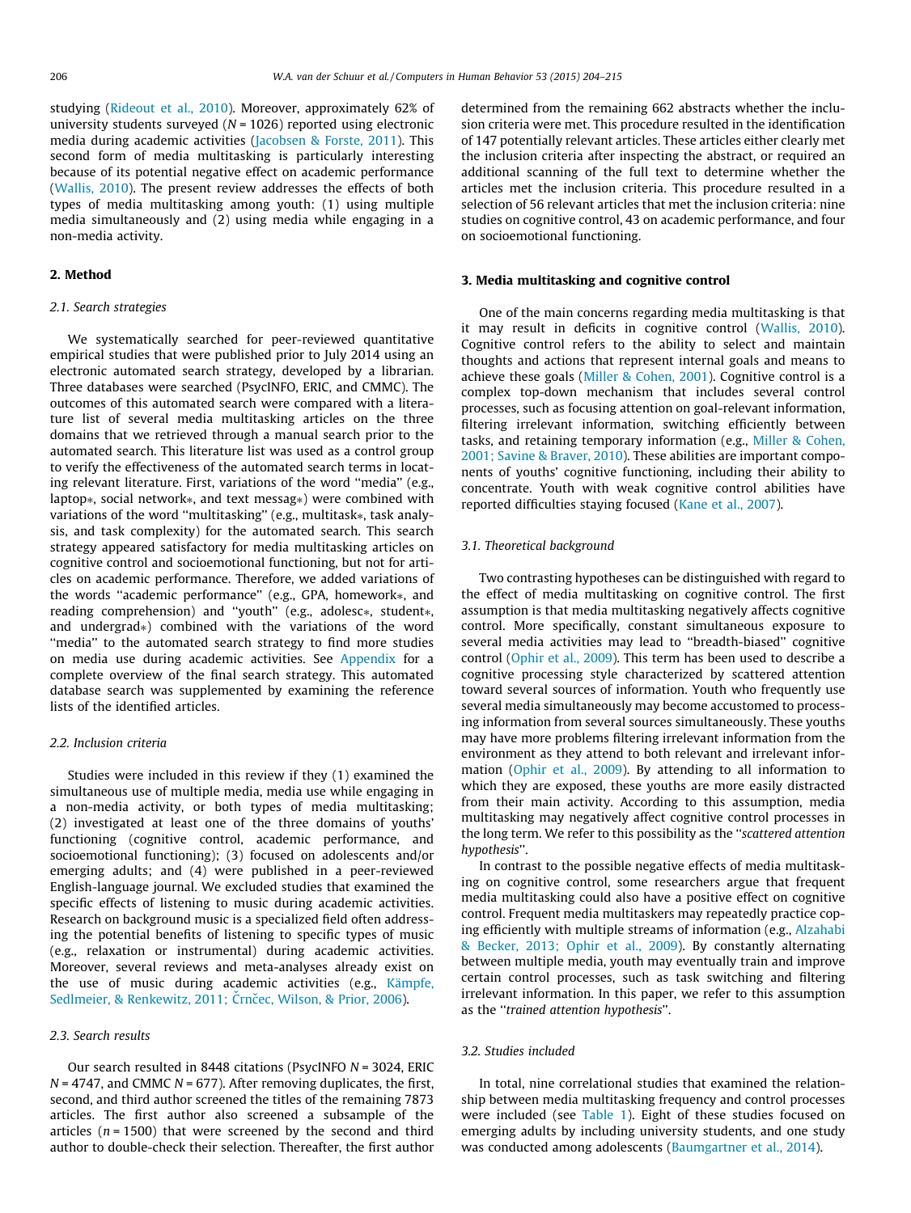studying (Rideout et al., 2010). Moreover, approximately 62% of university students surveyed (N = 1026) reported using electronic media during academic activities (Jacobsen & Forste, 2011). This second form of media multitasking is particularly interesting because of its potential negative effect on academic performance (Wallis, 2010). The present review addresses the effects of both types of media multitasking among youth: (1) using multiple media simultaneously and (2) using media while engaging in a non-media activity.

## 2. Method

### 2.1. Search strategies

We systematically searched for peer-reviewed quantitative empirical studies that were published prior to July 2014 using an electronic automated search strategy, developed by a librarian. Three databases were searched (PsycINFO, ERIC, and CMMC). The outcomes of this automated search were compared with a literature list of several media multitasking articles on the three domains that we retrieved through a manual search prior to the automated search. This literature list was used as a control group to verify the effectiveness of the automated search terms in locating relevant literature. First, variations of the word "media" (e.g., laptop*, social network*, and text messag*) were combined with variations of the word "multitasking" (e.g., multitask*, task analysis, and task complexity) for the automated search. This search strategy appeared satisfactory for media multitasking articles on cognitive control and socioemotional functioning, but not for articles on academic performance. Therefore, we added variations of the words "academic performance" (e.g., GPA, homework*, and reading comprehension) and "youth" (e.g., adolesc*, student*, and undergrad*) combined with the variations of the word "media" to the automated search strategy to find more studies on media use during academic activities. See Appendix for a complete overview of the final search strategy. This automated database search was supplemented by examining the reference lists of the identified articles.

### 2.2. Inclusion criteria

Studies were included in this review if they (1) examined the simultaneous use of multiple media, media use while engaging in a non-media activity, or both types of media multitasking; (2) investigated at least one of the three domains of youths' functioning (cognitive control, academic performance, and socioemotional functioning); (3) focused on adolescents and/or emerging adults; and (4) were published in a peer-reviewed English-language journal. We excluded studies that examined the specific effects of listening to music during academic activities. Research on background music is a specialized field often addressing the potential benefits of listening to specific types of music (e.g., relaxation or instrumental) during academic activities. Moreover, several reviews and meta-analyses already exist on the use of music during academic activities (e.g., Kämpfe, Sedlmeier, & Renkewitz, 2011; Črnčec, Wilson, & Prior, 2006).

### 2.3. Search results

Our search resulted in 8448 citations (PsycINFO N = 3024, ERIC N = 4747, and CMMC N = 677). After removing duplicates, the first, second, and third author screened the titles of the remaining 7873 articles. The first author also screened a subsample of the articles (n = 1500) that were screened by the second and third author to double-check their selection. Thereafter, the first author determined from the remaining 662 abstracts whether the inclusion criteria were met. This procedure resulted in the identification of 147 potentially relevant articles. These articles either clearly met the inclusion criteria after inspecting the abstract, or required an additional scanning of the full text to determine whether the articles met the inclusion criteria. This procedure resulted in a selection of 56 relevant articles that met the inclusion criteria: nine studies on cognitive control, 43 on academic performance, and four on socioemotional functioning.

## 3. Media multitasking and cognitive control

One of the main concerns regarding media multitasking is that it may result in deficits in cognitive control (Wallis, 2010). Cognitive control refers to the ability to select and maintain thoughts and actions that represent internal goals and means to achieve these goals (Miller & Cohen, 2001). Cognitive control is a complex top-down mechanism that includes several control processes, such as focusing attention on goal-relevant information, filtering irrelevant information, switching efficiently between tasks, and retaining temporary information (e.g., Miller & Cohen, 2001; Savine & Braver, 2010). These abilities are important components of youths' cognitive functioning, including their ability to concentrate. Youth with weak cognitive control abilities have reported difficulties staying focused (Kane et al., 2007).

### 3.1. Theoretical background

Two contrasting hypotheses can be distinguished with regard to the effect of media multitasking on cognitive control. The first assumption is that media multitasking negatively affects cognitive control. More specifically, constant simultaneous exposure to several media activities may lead to "breadth-biased" cognitive control (Ophir et al., 2009). This term has been used to describe a cognitive processing style characterized by scattered attention toward several sources of information. Youth who frequently use several media simultaneously may become accustomed to processing information from several sources simultaneously. These youths may have more problems filtering irrelevant information from the environment as they attend to both relevant and irrelevant information (Ophir et al., 2009). By attending to all information to which they are exposed, these youths are more easily distracted from their main activity. According to this assumption, media multitasking may negatively affect cognitive control processes in the long term. We refer to this possibility as the "*scattered attention hypothesis*".

In contrast to the possible negative effects of media multitasking on cognitive control, some researchers argue that frequent media multitasking could also have a positive effect on cognitive control. Frequent media multitaskers may repeatedly practice coping efficiently with multiple streams of information (e.g., Alzahabi & Becker, 2013; Ophir et al., 2009). By constantly alternating between multiple media, youth may eventually train and improve certain control processes, such as task switching and filtering irrelevant information. In this paper, we refer to this assumption as the "*trained attention hypothesis*".

### 3.2. Studies included

In total, nine correlational studies that examined the relationship between media multitasking frequency and control processes were included (see Table 1). Eight of these studies focused on emerging adults by including university students, and one study was conducted among adolescents (Baumgartner et al., 2014).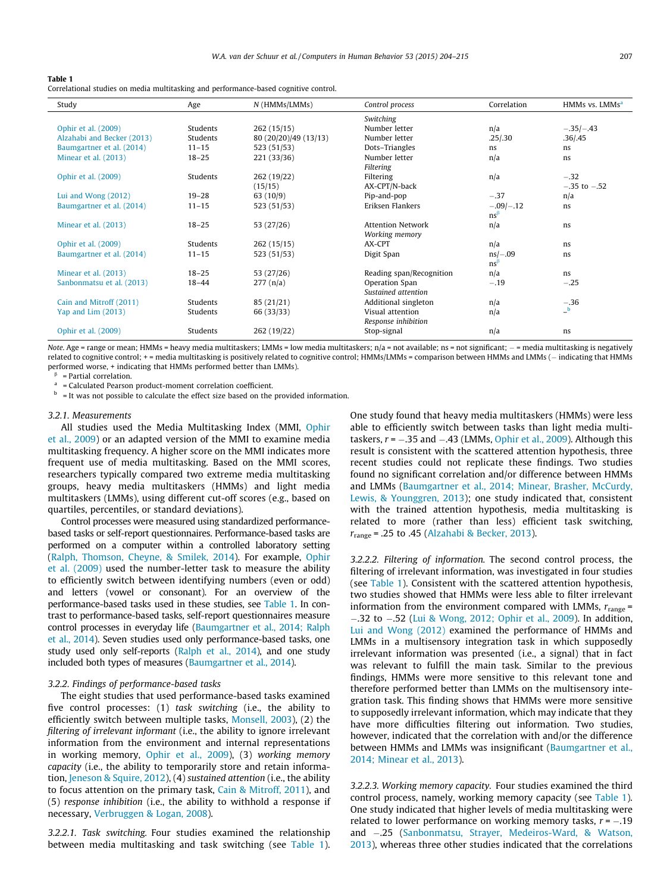**Table 1**
Correlational studies on media multitasking and performance-based cognitive control.

| Study | Age | N (HMMs/LMMs) | Control process | Correlation | HMMs vs. LMMs[a] |
|---|---|---|---|---|---|
| | | | *Switching* | | |
| Ophir et al. (2009) | Students | 262 (15/15) | Number letter | n/a | −.35/−.43 |
| Alzahabi and Becker (2013) | Students | 80 (20/20)/49 (13/13) | Number letter | .25/.30 | .36/.45 |
| Baumgartner et al. (2014) | 11–15 | 523 (51/53) | Dots–Triangles | ns | ns |
| Minear et al. (2013) | 18–25 | 221 (33/36) | Number letter | n/a | ns |
| | | | *Filtering* | | |
| Ophir et al. (2009) | Students | 262 (19/22) | Filtering | n/a | −.32 |
| | | (15/15) | AX-CPT/N-back | | −.35 to −.52 |
| Lui and Wong (2012) | 19–28 | 63 (10/9) | Pip-and-pop | −.37 | n/a |
| Baumgartner et al. (2014) | 11–15 | 523 (51/53) | Eriksen Flankers | −.09/−.12 ns[β] | ns |
| Minear et al. (2013) | 18–25 | 53 (27/26) | Attention Network | n/a | ns |
| | | | *Working memory* | | |
| Ophir et al. (2009) | Students | 262 (15/15) | AX-CPT | n/a | ns |
| Baumgartner et al. (2014) | 11–15 | 523 (51/53) | Digit Span | ns/−.09 ns[β] | ns |
| Minear et al. (2013) | 18–25 | 53 (27/26) | Reading span/Recognition | n/a | ns |
| Sanbonmatsu et al. (2013) | 18–44 | 277 (n/a) | Operation Span | −.19 | −.25 |
| | | | *Sustained attention* | | |
| Cain and Mitroff (2011) | Students | 85 (21/21) | Additional singleton | n/a | −.36 |
| Yap and Lim (2013) | Students | 66 (33/33) | Visual attention | n/a | −[b] |
| | | | *Response inhibition* | | |
| Ophir et al. (2009) | Students | 262 (19/22) | Stop-signal | n/a | ns |

*Note.* Age = range or mean; HMMs = heavy media multitaskers; LMMs = low media multitaskers; n/a = not available; ns = not significant; − = media multitasking is negatively related to cognitive control; + = media multitasking is positively related to cognitive control; HMMs/LMMs = comparison between HMMs and LMMs (− indicating that HMMs performed worse, + indicating that HMMs performed better than LMMs).
[β] = Partial correlation.
[a] = Calculated Pearson product-moment correlation coefficient.
[b] = It was not possible to calculate the effect size based on the provided information.

### 3.2.1. Measurements

All studies used the Media Multitasking Index (MMI, Ophir et al., 2009) or an adapted version of the MMI to examine media multitasking frequency. A higher score on the MMI indicates more frequent use of media multitasking. Based on the MMI scores, researchers typically compared two extreme media multitasking groups, heavy media multitaskers (HMMs) and light media multitaskers (LMMs), using different cut-off scores (e.g., based on quartiles, percentiles, or standard deviations).

Control processes were measured using standardized performance-based tasks or self-report questionnaires. Performance-based tasks are performed on a computer within a controlled laboratory setting (Ralph, Thomson, Cheyne, & Smilek, 2014). For example, Ophir et al. (2009) used the number-letter task to measure the ability to efficiently switch between identifying numbers (even or odd) and letters (vowel or consonant). For an overview of the performance-based tasks used in these studies, see Table 1. In contrast to performance-based tasks, self-report questionnaires measure control processes in everyday life (Baumgartner et al., 2014; Ralph et al., 2014). Seven studies used only performance-based tasks, one study used only self-reports (Ralph et al., 2014), and one study included both types of measures (Baumgartner et al., 2014).

### 3.2.2. Findings of performance-based tasks

The eight studies that used performance-based tasks examined five control processes: (1) *task switching* (i.e., the ability to efficiently switch between multiple tasks, Monsell, 2003), (2) the *filtering of irrelevant informant* (i.e., the ability to ignore irrelevant information from the environment and internal representations in working memory, Ophir et al., 2009), (3) *working memory capacity* (i.e., the ability to temporarily store and retain information, Jeneson & Squire, 2012), (4) *sustained attention* (i.e., the ability to focus attention on the primary task, Cain & Mitroff, 2011), and (5) *response inhibition* (i.e., the ability to withhold a response if necessary, Verbruggen & Logan, 2008).

#### 3.2.2.1. Task switching.

Four studies examined the relationship between media multitasking and task switching (see Table 1). One study found that heavy media multitaskers (HMMs) were less able to efficiently switch between tasks than light media multitaskers, $r = -.35$ and $-.43$ (LMMs, Ophir et al., 2009). Although this result is consistent with the scattered attention hypothesis, three recent studies could not replicate these findings. Two studies found no significant correlation and/or difference between HMMs and LMMs (Baumgartner et al., 2014; Minear, Brasher, McCurdy, Lewis, & Younggren, 2013); one study indicated that, consistent with the trained attention hypothesis, media multitasking is related to more (rather than less) efficient task switching, $r_{range} = .25$ to $.45$ (Alzahabi & Becker, 2013).

#### 3.2.2.2. Filtering of information.

The second control process, the filtering of irrelevant information, was investigated in four studies (see Table 1). Consistent with the scattered attention hypothesis, two studies showed that HMMs were less able to filter irrelevant information from the environment compared with LMMs, $r_{range} = -.32$ to $-.52$ (Lui & Wong, 2012; Ophir et al., 2009). In addition, Lui and Wong (2012) examined the performance of HMMs and LMMs in a multisensory integration task in which supposedly irrelevant information was presented (i.e., a signal) that in fact was relevant to fulfill the main task. Similar to the previous findings, HMMs were more sensitive to this relevant tone and therefore performed better than LMMs on the multisensory integration task. This finding shows that HMMs were more sensitive to supposedly irrelevant information, which may indicate that they have more difficulties filtering out information. Two studies, however, indicated that the correlation with and/or the difference between HMMs and LMMs was insignificant (Baumgartner et al., 2014; Minear et al., 2013).

#### 3.2.2.3. Working memory capacity.

Four studies examined the third control process, namely, working memory capacity (see Table 1). One study indicated that higher levels of media multitasking were related to lower performance on working memory tasks, $r = -.19$ and $-.25$ (Sanbonmatsu, Strayer, Medeiros-Ward, & Watson, 2013), whereas three other studies indicated that the correlations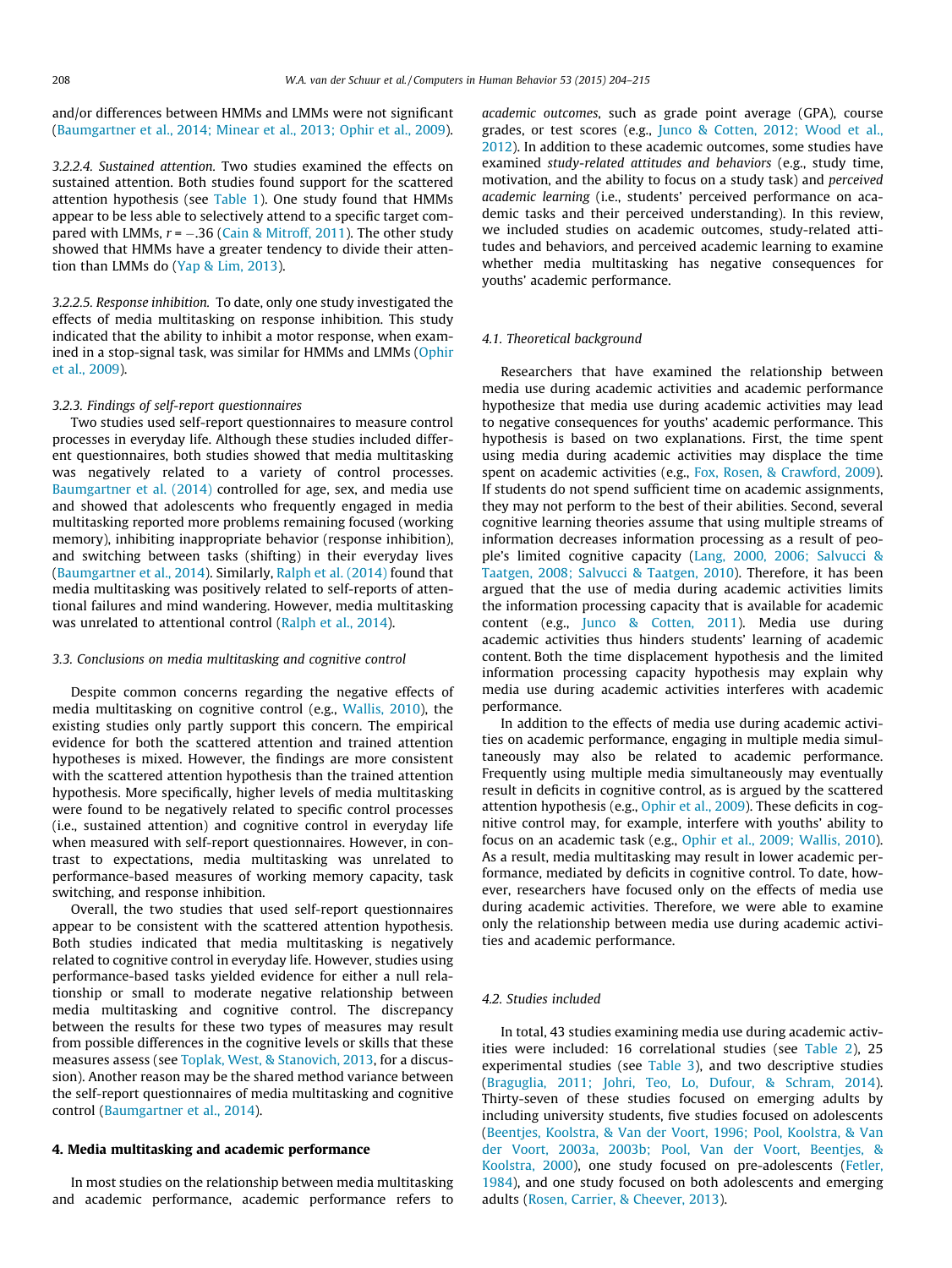and/or differences between HMMs and LMMs were not significant (Baumgartner et al., 2014; Minear et al., 2013; Ophir et al., 2009).

*3.2.2.4. Sustained attention.* Two studies examined the effects on sustained attention. Both studies found support for the scattered attention hypothesis (see Table 1). One study found that HMMs appear to be less able to selectively attend to a specific target compared with LMMs, $r = -.36$ (Cain & Mitroff, 2011). The other study showed that HMMs have a greater tendency to divide their attention than LMMs do (Yap & Lim, 2013).

*3.2.2.5. Response inhibition.* To date, only one study investigated the effects of media multitasking on response inhibition. This study indicated that the ability to inhibit a motor response, when examined in a stop-signal task, was similar for HMMs and LMMs (Ophir et al., 2009).

### 3.2.3. Findings of self-report questionnaires

Two studies used self-report questionnaires to measure control processes in everyday life. Although these studies included different questionnaires, both studies showed that media multitasking was negatively related to a variety of control processes. Baumgartner et al. (2014) controlled for age, sex, and media use and showed that adolescents who frequently engaged in media multitasking reported more problems remaining focused (working memory), inhibiting inappropriate behavior (response inhibition), and switching between tasks (shifting) in their everyday lives (Baumgartner et al., 2014). Similarly, Ralph et al. (2014) found that media multitasking was positively related to self-reports of attentional failures and mind wandering. However, media multitasking was unrelated to attentional control (Ralph et al., 2014).

### 3.3. Conclusions on media multitasking and cognitive control

Despite common concerns regarding the negative effects of media multitasking on cognitive control (e.g., Wallis, 2010), the existing studies only partly support this concern. The empirical evidence for both the scattered attention and trained attention hypotheses is mixed. However, the findings are more consistent with the scattered attention hypothesis than the trained attention hypothesis. More specifically, higher levels of media multitasking were found to be negatively related to specific control processes (i.e., sustained attention) and cognitive control in everyday life when measured with self-report questionnaires. However, in contrast to expectations, media multitasking was unrelated to performance-based measures of working memory capacity, task switching, and response inhibition.

Overall, the two studies that used self-report questionnaires appear to be consistent with the scattered attention hypothesis. Both studies indicated that media multitasking is negatively related to cognitive control in everyday life. However, studies using performance-based tasks yielded evidence for either a null relationship or small to moderate negative relationship between media multitasking and cognitive control. The discrepancy between the results for these two types of measures may result from possible differences in the cognitive levels or skills that these measures assess (see Toplak, West, & Stanovich, 2013, for a discussion). Another reason may be the shared method variance between the self-report questionnaires of media multitasking and cognitive control (Baumgartner et al., 2014).

## 4. Media multitasking and academic performance

In most studies on the relationship between media multitasking and academic performance, academic performance refers to *academic outcomes*, such as grade point average (GPA), course grades, or test scores (e.g., Junco & Cotten, 2012; Wood et al., 2012). In addition to these academic outcomes, some studies have examined *study-related attitudes and behaviors* (e.g., study time, motivation, and the ability to focus on a study task) and *perceived academic learning* (i.e., students' perceived performance on academic tasks and their perceived understanding). In this review, we included studies on academic outcomes, study-related attitudes and behaviors, and perceived academic learning to examine whether media multitasking has negative consequences for youths' academic performance.

### 4.1. Theoretical background

Researchers that have examined the relationship between media use during academic activities and academic performance hypothesize that media use during academic activities may lead to negative consequences for youths' academic performance. This hypothesis is based on two explanations. First, the time spent using media during academic activities may displace the time spent on academic activities (e.g., Fox, Rosen, & Crawford, 2009). If students do not spend sufficient time on academic assignments, they may not perform to the best of their abilities. Second, several cognitive learning theories assume that using multiple streams of information decreases information processing as a result of people's limited cognitive capacity (Lang, 2000, 2006; Salvucci & Taatgen, 2008; Salvucci & Taatgen, 2010). Therefore, it has been argued that the use of media during academic activities limits the information processing capacity that is available for academic content (e.g., Junco & Cotten, 2011). Media use during academic activities thus hinders students' learning of academic content. Both the time displacement hypothesis and the limited information processing capacity hypothesis may explain why media use during academic activities interferes with academic performance.

In addition to the effects of media use during academic activities on academic performance, engaging in multiple media simultaneously may also be related to academic performance. Frequently using multiple media simultaneously may eventually result in deficits in cognitive control, as is argued by the scattered attention hypothesis (e.g., Ophir et al., 2009). These deficits in cognitive control may, for example, interfere with youths' ability to focus on an academic task (e.g., Ophir et al., 2009; Wallis, 2010). As a result, media multitasking may result in lower academic performance, mediated by deficits in cognitive control. To date, however, researchers have focused only on the effects of media use during academic activities. Therefore, we were able to examine only the relationship between media use during academic activities and academic performance.

### 4.2. Studies included

In total, 43 studies examining media use during academic activities were included: 16 correlational studies (see Table 2), 25 experimental studies (see Table 3), and two descriptive studies (Braguglia, 2011; Johri, Teo, Lo, Dufour, & Schram, 2014). Thirty-seven of these studies focused on emerging adults by including university students, five studies focused on adolescents (Beentjes, Koolstra, & Van der Voort, 1996; Pool, Koolstra, & Van der Voort, 2003a, 2003b; Pool, Van der Voort, Beentjes, & Koolstra, 2000), one study focused on pre-adolescents (Fetler, 1984), and one study focused on both adolescents and emerging adults (Rosen, Carrier, & Cheever, 2013).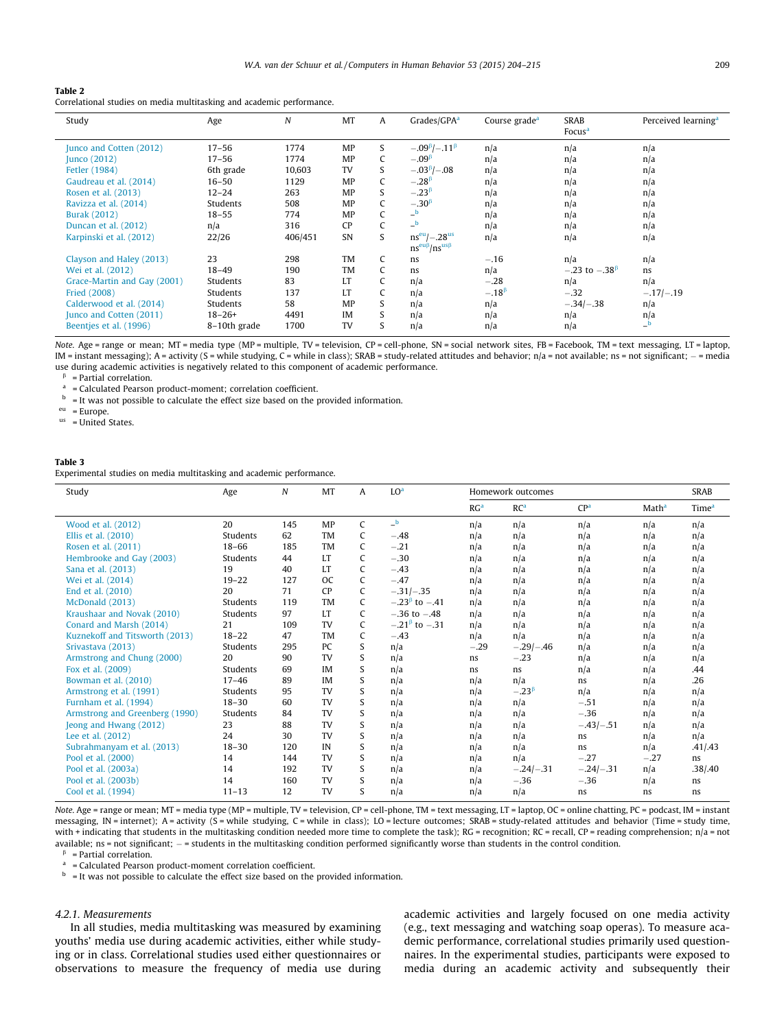**Table 2**
Correlational studies on media multitasking and academic performance.

| Study | Age | N | MT | A | Grades/GPA[a] | Course grade[a] | SRAB Focus[a] | Perceived learning[a] |
|---|---|---|---|---|---|---|---|---|
| Junco and Cotten (2012) | 17–56 | 1774 | MP | S | −.09[β]/−.11[β] | n/a | n/a | n/a |
| Junco (2012) | 17–56 | 1774 | MP | C | −.09[β] | n/a | n/a | n/a |
| Fetler (1984) | 6th grade | 10,603 | TV | S | −.03[β]/−.08 | n/a | n/a | n/a |
| Gaudreau et al. (2014) | 16–50 | 1129 | MP | C | −.28[β] | n/a | n/a | n/a |
| Rosen et al. (2013) | 12–24 | 263 | MP | S | −.23[β] | n/a | n/a | n/a |
| Ravizza et al. (2014) | Students | 508 | MP | C | −.30[β] | n/a | n/a | n/a |
| Burak (2012) | 18–55 | 774 | MP | C | –[b] | n/a | n/a | n/a |
| Duncan et al. (2012) | n/a | 316 | CP | C | –[b] | n/a | n/a | n/a |
| Karpinski et al. (2012) | 22/26 | 406/451 | SN | S | ns[eu]/−.28[us] ns[euβ]/ns[usβ] | n/a | n/a | n/a |
| Clayson and Haley (2013) | 23 | 298 | TM | C | ns | −.16 | n/a | n/a |
| Wei et al. (2012) | 18–49 | 190 | TM | C | ns | n/a | −.23 to −.38[β] | ns |
| Grace-Martin and Gay (2001) | Students | 83 | LT | C | n/a | −.28 | n/a | n/a |
| Fried (2008) | Students | 137 | LT | C | n/a | −.18[β] | −.32 | −.17/−.19 |
| Calderwood et al. (2014) | Students | 58 | MP | S | n/a | n/a | −.34/−.38 | n/a |
| Junco and Cotten (2011) | 18–26+ | 4491 | IM | S | n/a | n/a | n/a | n/a |
| Beentjes et al. (1996) | 8–10th grade | 1700 | TV | S | n/a | n/a | n/a | –[b] |

*Note.* Age = range or mean; MT = media type (MP = multiple, TV = television, CP = cell-phone, SN = social network sites, FB = Facebook, TM = text messaging, LT = laptop, IM = instant messaging); A = activity (S = while studying, C = while in class); SRAB = study-related attitudes and behavior; n/a = not available; ns = not significant; − = media use during academic activities is negatively related to this component of academic performance.
[β] = Partial correlation.
[a] = Calculated Pearson product-moment; correlation coefficient.
[b] = It was not possible to calculate the effect size based on the provided information.
[eu] = Europe.
[us] = United States.

**Table 3**
Experimental studies on media multitasking and academic performance.

| Study | Age | N | MT | A | LO[a] | Homework outcomes | | | | SRAB |
|---|---|---|---|---|---|---|---|---|---|---|
| | | | | | | RG[a] | RC[a] | CP[a] | Math[a] | Time[a] |
| Wood et al. (2012) | 20 | 145 | MP | C | –[b] | n/a | n/a | n/a | n/a | n/a |
| Ellis et al. (2010) | Students | 62 | TM | C | −.48 | n/a | n/a | n/a | n/a | n/a |
| Rosen et al. (2011) | 18–66 | 185 | TM | C | −.21 | n/a | n/a | n/a | n/a | n/a |
| Hembrooke and Gay (2003) | Students | 44 | LT | C | −.30 | n/a | n/a | n/a | n/a | n/a |
| Sana et al. (2013) | 19 | 40 | LT | C | −.43 | n/a | n/a | n/a | n/a | n/a |
| Wei et al. (2014) | 19–22 | 127 | OC | C | −.47 | n/a | n/a | n/a | n/a | n/a |
| End et al. (2010) | 20 | 71 | CP | C | −.31/−.35 | n/a | n/a | n/a | n/a | n/a |
| McDonald (2013) | Students | 119 | TM | C | −.23[β] to −.41 | n/a | n/a | n/a | n/a | n/a |
| Kraushaar and Novak (2010) | Students | 97 | LT | C | −.36 to −.48 | n/a | n/a | n/a | n/a | n/a |
| Conard and Marsh (2014) | 21 | 109 | TV | C | −.21[β] to −.31 | n/a | n/a | n/a | n/a | n/a |
| Kuznekoff and Titsworth (2013) | 18–22 | 47 | TM | C | −.43 | n/a | n/a | n/a | n/a | n/a |
| Srivastava (2013) | Students | 295 | PC | S | n/a | −.29 | −.29/−.46 | n/a | n/a | n/a |
| Armstrong and Chung (2000) | 20 | 90 | TV | S | n/a | ns | −.23 | n/a | n/a | n/a |
| Fox et al. (2009) | Students | 69 | IM | S | n/a | ns | ns | n/a | n/a | .44 |
| Bowman et al. (2010) | 17–46 | 89 | IM | S | n/a | n/a | n/a | ns | n/a | .26 |
| Armstrong et al. (1991) | Students | 95 | TV | S | n/a | n/a | −.23[β] | n/a | n/a | n/a |
| Furnham et al. (1994) | 18–30 | 60 | TV | S | n/a | n/a | n/a | −.51 | n/a | n/a |
| Armstrong and Greenberg (1990) | Students | 84 | TV | S | n/a | n/a | n/a | −.36 | n/a | n/a |
| Jeong and Hwang (2012) | 23 | 88 | TV | S | n/a | n/a | n/a | −.43/−.51 | n/a | n/a |
| Lee et al. (2012) | 24 | 30 | TV | S | n/a | n/a | n/a | ns | n/a | n/a |
| Subrahmanyam et al. (2013) | 18–30 | 120 | IN | S | n/a | n/a | n/a | ns | n/a | .41/.43 |
| Pool et al. (2000) | 14 | 144 | TV | S | n/a | n/a | n/a | −.27 | −.27 | ns |
| Pool et al. (2003a) | 14 | 192 | TV | S | n/a | n/a | −.24/−.31 | −.24/−.31 | n/a | .38/.40 |
| Pool et al. (2003b) | 14 | 160 | TV | S | n/a | n/a | −.36 | −.36 | n/a | ns |
| Cool et al. (1994) | 11–13 | 12 | TV | S | n/a | n/a | n/a | ns | ns | ns |

*Note.* Age = range or mean; MT = media type (MP = multiple, TV = television, CP = cell-phone, TM = text messaging, LT = laptop, OC = online chatting, PC = podcast, IM = instant messaging, IN = internet); A = activity (S = while studying, C = while in class); LO = lecture outcomes; SRAB = study-related attitudes and behavior (Time = study time, with + indicating that students in the multitasking condition needed more time to complete the task); RG = recognition; RC = recall, CP = reading comprehension; n/a = not available; ns = not significant; − = students in the multitasking condition performed significantly worse than students in the control condition.
[β] = Partial correlation.
[a] = Calculated Pearson product-moment correlation coefficient.
[b] = It was not possible to calculate the effect size based on the provided information.

#### 4.2.1. Measurements

In all studies, media multitasking was measured by examining youths' media use during academic activities, either while studying or in class. Correlational studies used either questionnaires or observations to measure the frequency of media use during academic activities and largely focused on one media activity (e.g., text messaging and watching soap operas). To measure academic performance, correlational studies primarily used questionnaires. In the experimental studies, participants were exposed to media during an academic activity and subsequently their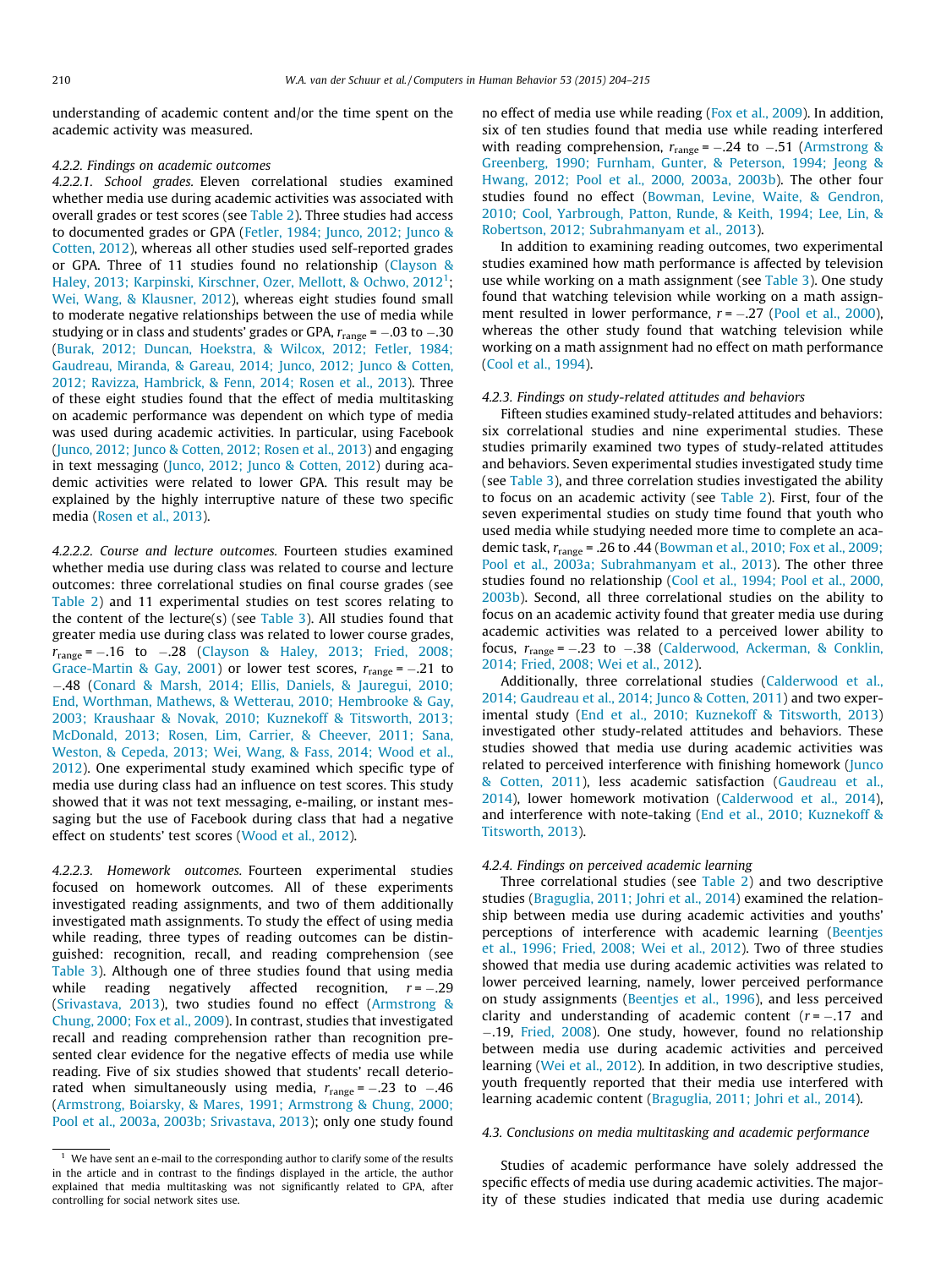understanding of academic content and/or the time spent on the academic activity was measured.

#### 4.2.2. Findings on academic outcomes

*4.2.2.1. School grades.* Eleven correlational studies examined whether media use during academic activities was associated with overall grades or test scores (see Table 2). Three studies had access to documented grades or GPA (Fetler, 1984; Junco, 2012; Junco & Cotten, 2012), whereas all other studies used self-reported grades or GPA. Three of 11 studies found no relationship (Clayson & Haley, 2013; Karpinski, Kirschner, Ozer, Mellott, & Ochwo, 2012[1]; Wei, Wang, & Klausner, 2012), whereas eight studies found small to moderate negative relationships between the use of media while studying or in class and students' grades or GPA, $r_{range} = -.03$ to $-.30$ (Burak, 2012; Duncan, Hoekstra, & Wilcox, 2012; Fetler, 1984; Gaudreau, Miranda, & Gareau, 2014; Junco, 2012; Junco & Cotten, 2012; Ravizza, Hambrick, & Fenn, 2014; Rosen et al., 2013). Three of these eight studies found that the effect of media multitasking on academic performance was dependent on which type of media was used during academic activities. In particular, using Facebook (Junco, 2012; Junco & Cotten, 2012; Rosen et al., 2013) and engaging in text messaging (Junco, 2012; Junco & Cotten, 2012) during academic activities were related to lower GPA. This result may be explained by the highly interruptive nature of these two specific media (Rosen et al., 2013).

*4.2.2.2. Course and lecture outcomes.* Fourteen studies examined whether media use during class was related to course and lecture outcomes: three correlational studies on final course grades (see Table 2) and 11 experimental studies on test scores relating to the content of the lecture(s) (see Table 3). All studies found that greater media use during class was related to lower course grades, $r_{range} = -.16$ to $-.28$ (Clayson & Haley, 2013; Fried, 2008; Grace-Martin & Gay, 2001) or lower test scores, $r_{range} = -.21$ to $-.48$ (Conard & Marsh, 2014; Ellis, Daniels, & Jauregui, 2010; End, Worthman, Mathews, & Wetterau, 2010; Hembrooke & Gay, 2003; Kraushaar & Novak, 2010; Kuznekoff & Titsworth, 2013; McDonald, 2013; Rosen, Lim, Carrier, & Cheever, 2011; Sana, Weston, & Cepeda, 2013; Wei, Wang, & Fass, 2014; Wood et al., 2012). One experimental study examined which specific type of media use during class had an influence on test scores. This study showed that it was not text messaging, e-mailing, or instant messaging but the use of Facebook during class that had a negative effect on students' test scores (Wood et al., 2012).

*4.2.2.3. Homework outcomes.* Fourteen experimental studies focused on homework outcomes. All of these experiments investigated reading assignments, and two of them additionally investigated math assignments. To study the effect of using media while reading, three types of reading outcomes can be distinguished: recognition, recall, and reading comprehension (see Table 3). Although one of three studies found that using media while reading negatively affected recognition, $r = -.29$ (Srivastava, 2013), two studies found no effect (Armstrong & Chung, 2000; Fox et al., 2009). In contrast, studies that investigated recall and reading comprehension rather than recognition presented clear evidence for the negative effects of media use while reading. Five of six studies showed that students' recall deteriorated when simultaneously using media, $r_{range} = -.23$ to $-.46$ (Armstrong, Boiarsky, & Mares, 1991; Armstrong & Chung, 2000; Pool et al., 2003a, 2003b; Srivastava, 2013); only one study found no effect of media use while reading (Fox et al., 2009). In addition, six of ten studies found that media use while reading interfered with reading comprehension, $r_{range} = -.24$ to $-.51$ (Armstrong & Greenberg, 1990; Furnham, Gunter, & Peterson, 1994; Jeong & Hwang, 2012; Pool et al., 2000, 2003a, 2003b). The other four studies found no effect (Bowman, Levine, Waite, & Gendron, 2010; Cool, Yarbrough, Patton, Runde, & Keith, 1994; Lee, Lin, & Robertson, 2012; Subrahmanyam et al., 2013).

In addition to examining reading outcomes, two experimental studies examined how math performance is affected by television use while working on a math assignment (see Table 3). One study found that watching television while working on a math assignment resulted in lower performance, $r = -.27$ (Pool et al., 2000), whereas the other study found that watching television while working on a math assignment had no effect on math performance (Cool et al., 1994).

#### 4.2.3. Findings on study-related attitudes and behaviors

Fifteen studies examined study-related attitudes and behaviors: six correlational studies and nine experimental studies. These studies primarily examined two types of study-related attitudes and behaviors. Seven experimental studies investigated study time (see Table 3), and three correlation studies investigated the ability to focus on an academic activity (see Table 2). First, four of the seven experimental studies on study time found that youth who used media while studying needed more time to complete an academic task, $r_{range} = .26$ to $.44$ (Bowman et al., 2010; Fox et al., 2009; Pool et al., 2003a; Subrahmanyam et al., 2013). The other three studies found no relationship (Cool et al., 1994; Pool et al., 2000, 2003b). Second, all three correlational studies on the ability to focus on an academic activity found that greater media use during academic activities was related to a perceived lower ability to focus, $r_{range} = -.23$ to $-.38$ (Calderwood, Ackerman, & Conklin, 2014; Fried, 2008; Wei et al., 2012).

Additionally, three correlational studies (Calderwood et al., 2014; Gaudreau et al., 2014; Junco & Cotten, 2011) and two experimental study (End et al., 2010; Kuznekoff & Titsworth, 2013) investigated other study-related attitudes and behaviors. These studies showed that media use during academic activities was related to perceived interference with finishing homework (Junco & Cotten, 2011), less academic satisfaction (Gaudreau et al., 2014), lower homework motivation (Calderwood et al., 2014), and interference with note-taking (End et al., 2010; Kuznekoff & Titsworth, 2013).

#### 4.2.4. Findings on perceived academic learning

Three correlational studies (see Table 2) and two descriptive studies (Braguglia, 2011; Johri et al., 2014) examined the relationship between media use during academic activities and youths' perceptions of interference with academic learning (Beentjes et al., 1996; Fried, 2008; Wei et al., 2012). Two of three studies showed that media use during academic activities was related to lower perceived learning, namely, lower perceived performance on study assignments (Beentjes et al., 1996), and less perceived clarity and understanding of academic content ($r = -.17$ and $-.19$, Fried, 2008). One study, however, found no relationship between media use during academic activities and perceived learning (Wei et al., 2012). In addition, in two descriptive studies, youth frequently reported that their media use interfered with learning academic content (Braguglia, 2011; Johri et al., 2014).

### 4.3. Conclusions on media multitasking and academic performance

Studies of academic performance have solely addressed the specific effects of media use during academic activities. The majority of these studies indicated that media use during academic

[1] We have sent an e-mail to the corresponding author to clarify some of the results in the article and in contrast to the findings displayed in the article, the author explained that media multitasking was not significantly related to GPA, after controlling for social network sites use.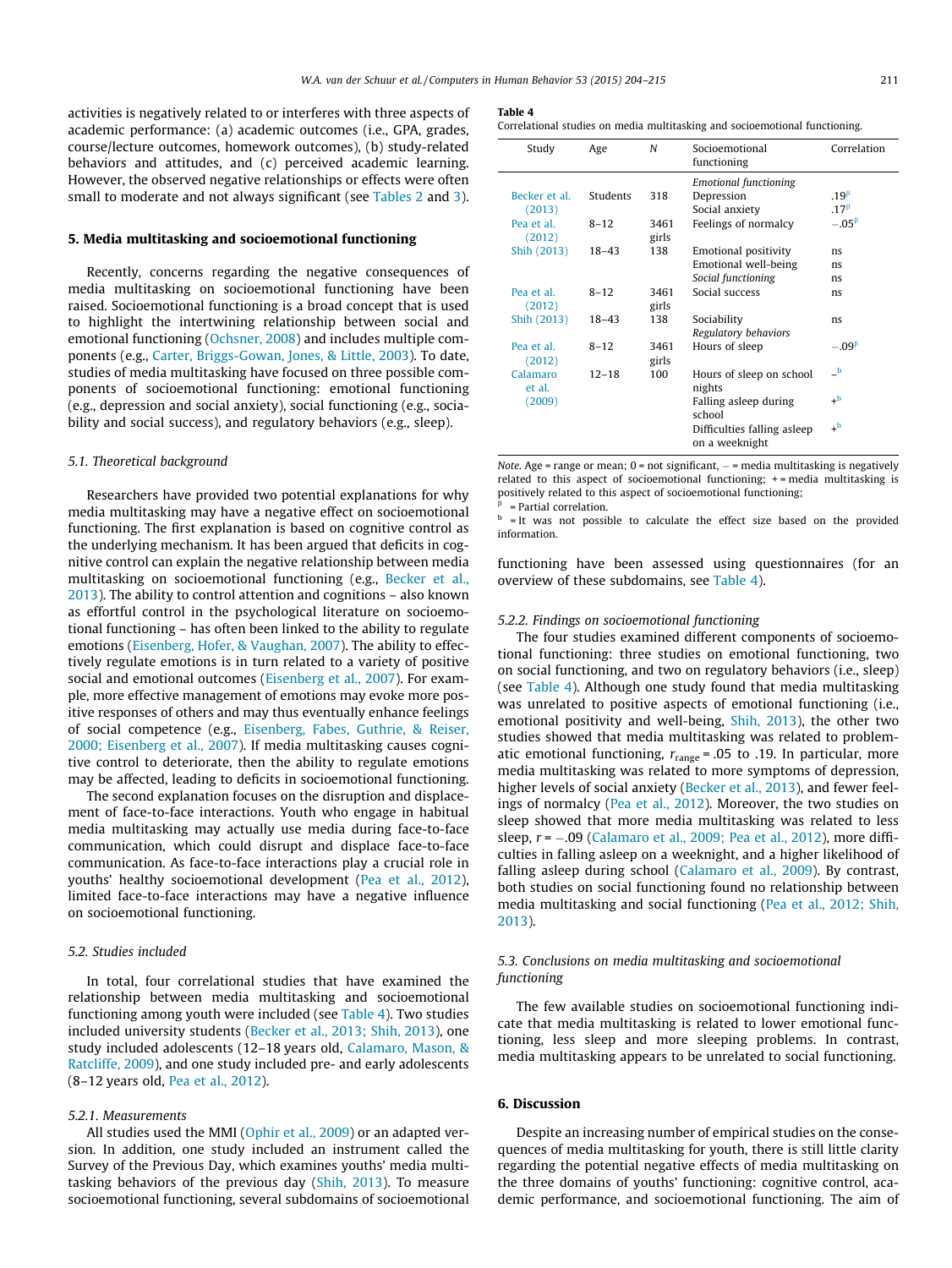activities is negatively related to or interferes with three aspects of academic performance: (a) academic outcomes (i.e., GPA, grades, course/lecture outcomes, homework outcomes), (b) study-related behaviors and attitudes, and (c) perceived academic learning. However, the observed negative relationships or effects were often small to moderate and not always significant (see Tables 2 and 3).

## 5. Media multitasking and socioemotional functioning

Recently, concerns regarding the negative consequences of media multitasking on socioemotional functioning have been raised. Socioemotional functioning is a broad concept that is used to highlight the intertwining relationship between social and emotional functioning (Ochsner, 2008) and includes multiple components (e.g., Carter, Briggs-Gowan, Jones, & Little, 2003). To date, studies of media multitasking have focused on three possible components of socioemotional functioning: emotional functioning (e.g., depression and social anxiety), social functioning (e.g., sociability and social success), and regulatory behaviors (e.g., sleep).

### 5.1. Theoretical background

Researchers have provided two potential explanations for why media multitasking may have a negative effect on socioemotional functioning. The first explanation is based on cognitive control as the underlying mechanism. It has been argued that deficits in cognitive control can explain the negative relationship between media multitasking on socioemotional functioning (e.g., Becker et al., 2013). The ability to control attention and cognitions – also known as effortful control in the psychological literature on socioemotional functioning – has often been linked to the ability to regulate emotions (Eisenberg, Hofer, & Vaughan, 2007). The ability to effectively regulate emotions is in turn related to a variety of positive social and emotional outcomes (Eisenberg et al., 2007). For example, more effective management of emotions may evoke more positive responses of others and may thus eventually enhance feelings of social competence (e.g., Eisenberg, Fabes, Guthrie, & Reiser, 2000; Eisenberg et al., 2007). If media multitasking causes cognitive control to deteriorate, then the ability to regulate emotions may be affected, leading to deficits in socioemotional functioning.

The second explanation focuses on the disruption and displacement of face-to-face interactions. Youth who engage in habitual media multitasking may actually use media during face-to-face communication, which could disrupt and displace face-to-face communication. As face-to-face interactions play a crucial role in youths' healthy socioemotional development (Pea et al., 2012), limited face-to-face interactions may have a negative influence on socioemotional functioning.

### 5.2. Studies included

In total, four correlational studies that have examined the relationship between media multitasking and socioemotional functioning among youth were included (see Table 4). Two studies included university students (Becker et al., 2013; Shih, 2013), one study included adolescents (12–18 years old, Calamaro, Mason, & Ratcliffe, 2009), and one study included pre- and early adolescents (8–12 years old, Pea et al., 2012).

#### 5.2.1. Measurements

All studies used the MMI (Ophir et al., 2009) or an adapted version. In addition, one study included an instrument called the Survey of the Previous Day, which examines youths' media multitasking behaviors of the previous day (Shih, 2013). To measure socioemotional functioning, several subdomains of socioemotional functioning have been assessed using questionnaires (for an overview of these subdomains, see Table 4).

**Table 4**
Correlational studies on media multitasking and socioemotional functioning.

| Study | Age | N | Socioemotional functioning | Correlation |
|---|---|---|---|---|
| | | | *Emotional functioning* | |
| Becker et al. (2013) | Students | 318 | Depression | .19[β] |
| | | | Social anxiety | .17[β] |
| Pea et al. (2012) | 8–12 | 3461 girls | Feelings of normalcy | −.05[β] |
| Shih (2013) | 18–43 | 138 | Emotional positivity | ns |
| | | | Emotional well-being | ns |
| | | | *Social functioning* | ns |
| Pea et al. (2012) | 8–12 | 3461 girls | Social success | ns |
| Shih (2013) | 18–43 | 138 | Sociability | ns |
| | | | *Regulatory behaviors* | |
| Pea et al. (2012) | 8–12 | 3461 girls | Hours of sleep | −.09[β] |
| Calamaro et al. (2009) | 12–18 | 100 | Hours of sleep on school nights | −[b] |
| | | | Falling asleep during school | +[b] |
| | | | Difficulties falling asleep on a weeknight | +[b] |

*Note.* Age = range or mean; 0 = not significant, − = media multitasking is negatively related to this aspect of socioemotional functioning; + = media multitasking is positively related to this aspect of socioemotional functioning;
[β] = Partial correlation.
[b] = It was not possible to calculate the effect size based on the provided information.

#### 5.2.2. Findings on socioemotional functioning

The four studies examined different components of socioemotional functioning: three studies on emotional functioning, two on social functioning, and two on regulatory behaviors (i.e., sleep) (see Table 4). Although one study found that media multitasking was unrelated to positive aspects of emotional functioning (i.e., emotional positivity and well-being, Shih, 2013), the other two studies showed that media multitasking was related to problematic emotional functioning, $r_{range}$ = .05 to .19. In particular, more media multitasking was related to more symptoms of depression, higher levels of social anxiety (Becker et al., 2013), and fewer feelings of normalcy (Pea et al., 2012). Moreover, the two studies on sleep showed that more media multitasking was related to less sleep, $r = -.09$ (Calamaro et al., 2009; Pea et al., 2012), more difficulties in falling asleep on a weeknight, and a higher likelihood of falling asleep during school (Calamaro et al., 2009). By contrast, both studies on social functioning found no relationship between media multitasking and social functioning (Pea et al., 2012; Shih, 2013).

### 5.3. Conclusions on media multitasking and socioemotional functioning

The few available studies on socioemotional functioning indicate that media multitasking is related to lower emotional functioning, less sleep and more sleeping problems. In contrast, media multitasking appears to be unrelated to social functioning.

## 6. Discussion

Despite an increasing number of empirical studies on the consequences of media multitasking for youth, there is still little clarity regarding the potential negative effects of media multitasking on the three domains of youths' functioning: cognitive control, academic performance, and socioemotional functioning. The aim of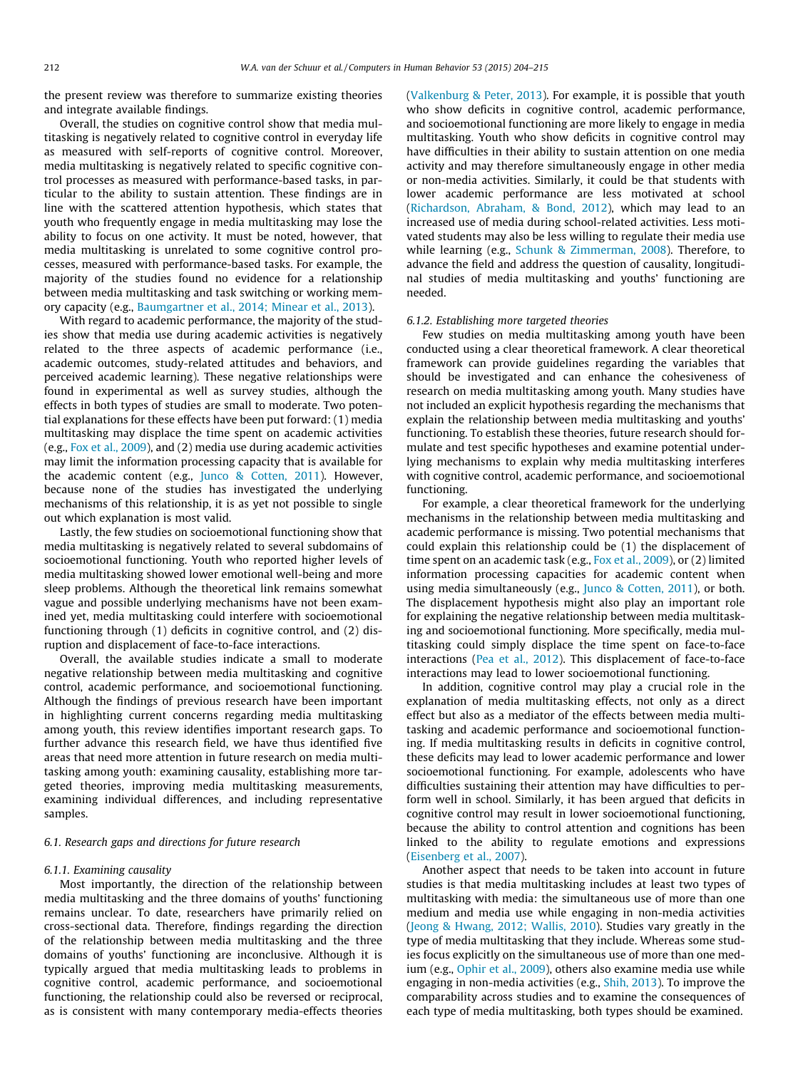the present review was therefore to summarize existing theories and integrate available findings.

Overall, the studies on cognitive control show that media multitasking is negatively related to cognitive control in everyday life as measured with self-reports of cognitive control. Moreover, media multitasking is negatively related to specific cognitive control processes as measured with performance-based tasks, in particular to the ability to sustain attention. These findings are in line with the scattered attention hypothesis, which states that youth who frequently engage in media multitasking may lose the ability to focus on one activity. It must be noted, however, that media multitasking is unrelated to some cognitive control processes, measured with performance-based tasks. For example, the majority of the studies found no evidence for a relationship between media multitasking and task switching or working memory capacity (e.g., Baumgartner et al., 2014; Minear et al., 2013).

With regard to academic performance, the majority of the studies show that media use during academic activities is negatively related to the three aspects of academic performance (i.e., academic outcomes, study-related attitudes and behaviors, and perceived academic learning). These negative relationships were found in experimental as well as survey studies, although the effects in both types of studies are small to moderate. Two potential explanations for these effects have been put forward: (1) media multitasking may displace the time spent on academic activities (e.g., Fox et al., 2009), and (2) media use during academic activities may limit the information processing capacity that is available for the academic content (e.g., Junco & Cotten, 2011). However, because none of the studies has investigated the underlying mechanisms of this relationship, it is as yet not possible to single out which explanation is most valid.

Lastly, the few studies on socioemotional functioning show that media multitasking is negatively related to several subdomains of socioemotional functioning. Youth who reported higher levels of media multitasking showed lower emotional well-being and more sleep problems. Although the theoretical link remains somewhat vague and possible underlying mechanisms have not been examined yet, media multitasking could interfere with socioemotional functioning through (1) deficits in cognitive control, and (2) disruption and displacement of face-to-face interactions.

Overall, the available studies indicate a small to moderate negative relationship between media multitasking and cognitive control, academic performance, and socioemotional functioning. Although the findings of previous research have been important in highlighting current concerns regarding media multitasking among youth, this review identifies important research gaps. To further advance this research field, we have thus identified five areas that need more attention in future research on media multitasking among youth: examining causality, establishing more targeted theories, improving media multitasking measurements, examining individual differences, and including representative samples.

### 6.1. Research gaps and directions for future research

#### 6.1.1. Examining causality

Most importantly, the direction of the relationship between media multitasking and the three domains of youths' functioning remains unclear. To date, researchers have primarily relied on cross-sectional data. Therefore, findings regarding the direction of the relationship between media multitasking and the three domains of youths' functioning are inconclusive. Although it is typically argued that media multitasking leads to problems in cognitive control, academic performance, and socioemotional functioning, the relationship could also be reversed or reciprocal, as is consistent with many contemporary media-effects theories (Valkenburg & Peter, 2013). For example, it is possible that youth who show deficits in cognitive control, academic performance, and socioemotional functioning are more likely to engage in media multitasking. Youth who show deficits in cognitive control may have difficulties in their ability to sustain attention on one media activity and may therefore simultaneously engage in other media or non-media activities. Similarly, it could be that students with lower academic performance are less motivated at school (Richardson, Abraham, & Bond, 2012), which may lead to an increased use of media during school-related activities. Less motivated students may also be less willing to regulate their media use while learning (e.g., Schunk & Zimmerman, 2008). Therefore, to advance the field and address the question of causality, longitudinal studies of media multitasking and youths' functioning are needed.

#### 6.1.2. Establishing more targeted theories

Few studies on media multitasking among youth have been conducted using a clear theoretical framework. A clear theoretical framework can provide guidelines regarding the variables that should be investigated and can enhance the cohesiveness of research on media multitasking among youth. Many studies have not included an explicit hypothesis regarding the mechanisms that explain the relationship between media multitasking and youths' functioning. To establish these theories, future research should formulate and test specific hypotheses and examine potential underlying mechanisms to explain why media multitasking interferes with cognitive control, academic performance, and socioemotional functioning.

For example, a clear theoretical framework for the underlying mechanisms in the relationship between media multitasking and academic performance is missing. Two potential mechanisms that could explain this relationship could be (1) the displacement of time spent on an academic task (e.g., Fox et al., 2009), or (2) limited information processing capacities for academic content when using media simultaneously (e.g., Junco & Cotten, 2011), or both. The displacement hypothesis might also play an important role for explaining the negative relationship between media multitasking and socioemotional functioning. More specifically, media multitasking could simply displace the time spent on face-to-face interactions (Pea et al., 2012). This displacement of face-to-face interactions may lead to lower socioemotional functioning.

In addition, cognitive control may play a crucial role in the explanation of media multitasking effects, not only as a direct effect but also as a mediator of the effects between media multitasking and academic performance and socioemotional functioning. If media multitasking results in deficits in cognitive control, these deficits may lead to lower academic performance and lower socioemotional functioning. For example, adolescents who have difficulties sustaining their attention may have difficulties to perform well in school. Similarly, it has been argued that deficits in cognitive control may result in lower socioemotional functioning, because the ability to control attention and cognitions has been linked to the ability to regulate emotions and expressions (Eisenberg et al., 2007).

Another aspect that needs to be taken into account in future studies is that media multitasking includes at least two types of multitasking with media: the simultaneous use of more than one medium and media use while engaging in non-media activities (Jeong & Hwang, 2012; Wallis, 2010). Studies vary greatly in the type of media multitasking that they include. Whereas some studies focus explicitly on the simultaneous use of more than one medium (e.g., Ophir et al., 2009), others also examine media use while engaging in non-media activities (e.g., Shih, 2013). To improve the comparability across studies and to examine the consequences of each type of media multitasking, both types should be examined.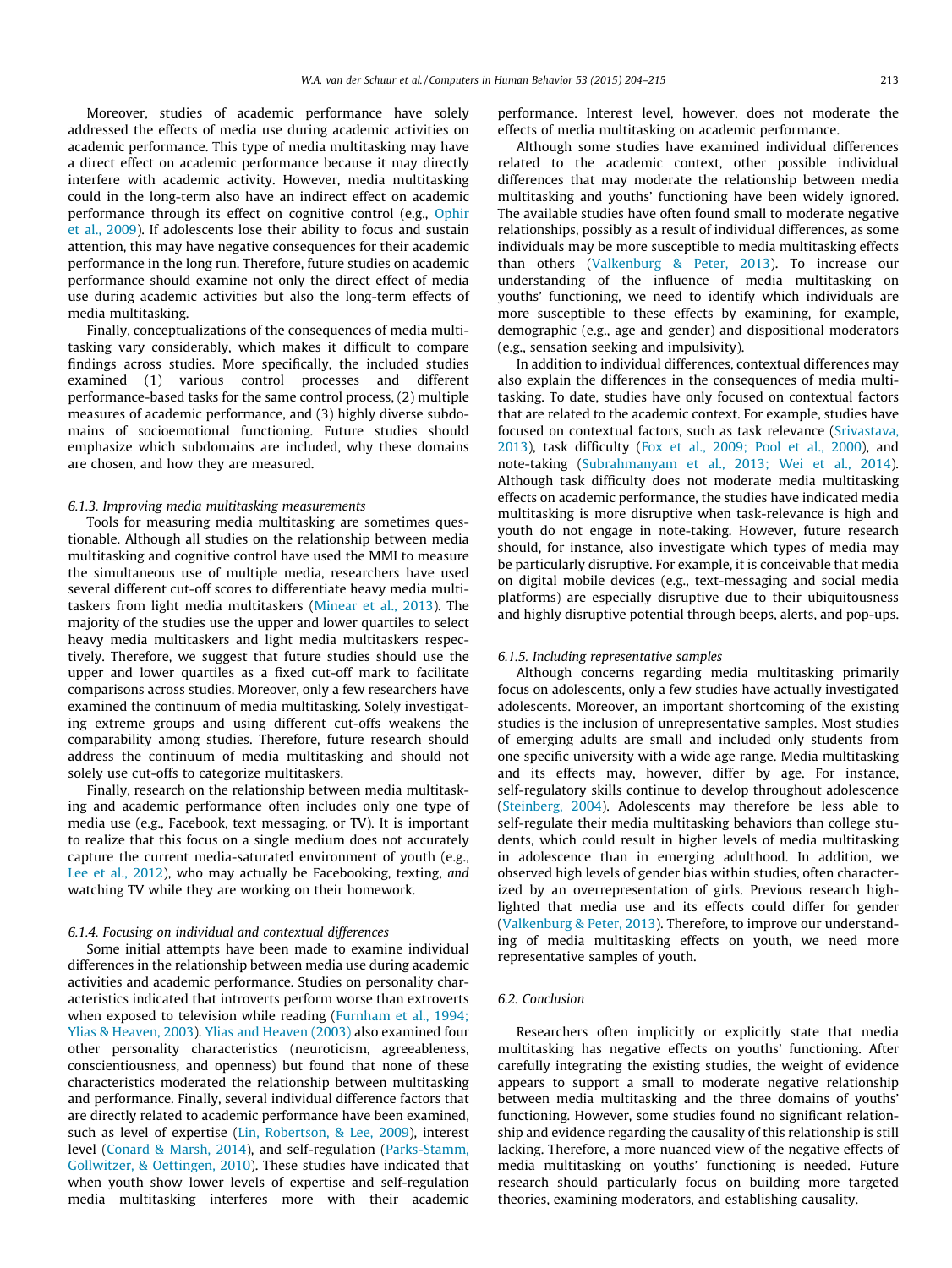Moreover, studies of academic performance have solely addressed the effects of media use during academic activities on academic performance. This type of media multitasking may have a direct effect on academic performance because it may directly interfere with academic activity. However, media multitasking could in the long-term also have an indirect effect on academic performance through its effect on cognitive control (e.g., Ophir et al., 2009). If adolescents lose their ability to focus and sustain attention, this may have negative consequences for their academic performance in the long run. Therefore, future studies on academic performance should examine not only the direct effect of media use during academic activities but also the long-term effects of media multitasking.

Finally, conceptualizations of the consequences of media multitasking vary considerably, which makes it difficult to compare findings across studies. More specifically, the included studies examined (1) various control processes and different performance-based tasks for the same control process, (2) multiple measures of academic performance, and (3) highly diverse subdomains of socioemotional functioning. Future studies should emphasize which subdomains are included, why these domains are chosen, and how they are measured.

#### 6.1.3. Improving media multitasking measurements

Tools for measuring media multitasking are sometimes questionable. Although all studies on the relationship between media multitasking and cognitive control have used the MMI to measure the simultaneous use of multiple media, researchers have used several different cut-off scores to differentiate heavy media multitaskers from light media multitaskers (Minear et al., 2013). The majority of the studies use the upper and lower quartiles to select heavy media multitaskers and light media multitaskers respectively. Therefore, we suggest that future studies should use the upper and lower quartiles as a fixed cut-off mark to facilitate comparisons across studies. Moreover, only a few researchers have examined the continuum of media multitasking. Solely investigating extreme groups and using different cut-offs weakens the comparability among studies. Therefore, future research should address the continuum of media multitasking and should not solely use cut-offs to categorize multitaskers.

Finally, research on the relationship between media multitasking and academic performance often includes only one type of media use (e.g., Facebook, text messaging, or TV). It is important to realize that this focus on a single medium does not accurately capture the current media-saturated environment of youth (e.g., Lee et al., 2012), who may actually be Facebooking, texting, *and* watching TV while they are working on their homework.

#### 6.1.4. Focusing on individual and contextual differences

Some initial attempts have been made to examine individual differences in the relationship between media use during academic activities and academic performance. Studies on personality characteristics indicated that introverts perform worse than extroverts when exposed to television while reading (Furnham et al., 1994; Ylias & Heaven, 2003). Ylias and Heaven (2003) also examined four other personality characteristics (neuroticism, agreeableness, conscientiousness, and openness) but found that none of these characteristics moderated the relationship between multitasking and performance. Finally, several individual difference factors that are directly related to academic performance have been examined, such as level of expertise (Lin, Robertson, & Lee, 2009), interest level (Conard & Marsh, 2014), and self-regulation (Parks-Stamm, Gollwitzer, & Oettingen, 2010). These studies have indicated that when youth show lower levels of expertise and self-regulation media multitasking interferes more with their academic performance. Interest level, however, does not moderate the effects of media multitasking on academic performance.

Although some studies have examined individual differences related to the academic context, other possible individual differences that may moderate the relationship between media multitasking and youths' functioning have been widely ignored. The available studies have often found small to moderate negative relationships, possibly as a result of individual differences, as some individuals may be more susceptible to media multitasking effects than others (Valkenburg & Peter, 2013). To increase our understanding of the influence of media multitasking on youths' functioning, we need to identify which individuals are more susceptible to these effects by examining, for example, demographic (e.g., age and gender) and dispositional moderators (e.g., sensation seeking and impulsivity).

In addition to individual differences, contextual differences may also explain the differences in the consequences of media multitasking. To date, studies have only focused on contextual factors that are related to the academic context. For example, studies have focused on contextual factors, such as task relevance (Srivastava, 2013), task difficulty (Fox et al., 2009; Pool et al., 2000), and note-taking (Subrahmanyam et al., 2013; Wei et al., 2014). Although task difficulty does not moderate media multitasking effects on academic performance, the studies have indicated media multitasking is more disruptive when task-relevance is high and youth do not engage in note-taking. However, future research should, for instance, also investigate which types of media may be particularly disruptive. For example, it is conceivable that media on digital mobile devices (e.g., text-messaging and social media platforms) are especially disruptive due to their ubiquitousness and highly disruptive potential through beeps, alerts, and pop-ups.

#### 6.1.5. Including representative samples

Although concerns regarding media multitasking primarily focus on adolescents, only a few studies have actually investigated adolescents. Moreover, an important shortcoming of the existing studies is the inclusion of unrepresentative samples. Most studies of emerging adults are small and included only students from one specific university with a wide age range. Media multitasking and its effects may, however, differ by age. For instance, self-regulatory skills continue to develop throughout adolescence (Steinberg, 2004). Adolescents may therefore be less able to self-regulate their media multitasking behaviors than college students, which could result in higher levels of media multitasking in adolescence than in emerging adulthood. In addition, we observed high levels of gender bias within studies, often characterized by an overrepresentation of girls. Previous research highlighted that media use and its effects could differ for gender (Valkenburg & Peter, 2013). Therefore, to improve our understanding of media multitasking effects on youth, we need more representative samples of youth.

### 6.2. Conclusion

Researchers often implicitly or explicitly state that media multitasking has negative effects on youths' functioning. After carefully integrating the existing studies, the weight of evidence appears to support a small to moderate negative relationship between media multitasking and the three domains of youths' functioning. However, some studies found no significant relationship and evidence regarding the causality of this relationship is still lacking. Therefore, a more nuanced view of the negative effects of media multitasking on youths' functioning is needed. Future research should particularly focus on building more targeted theories, examining moderators, and establishing causality.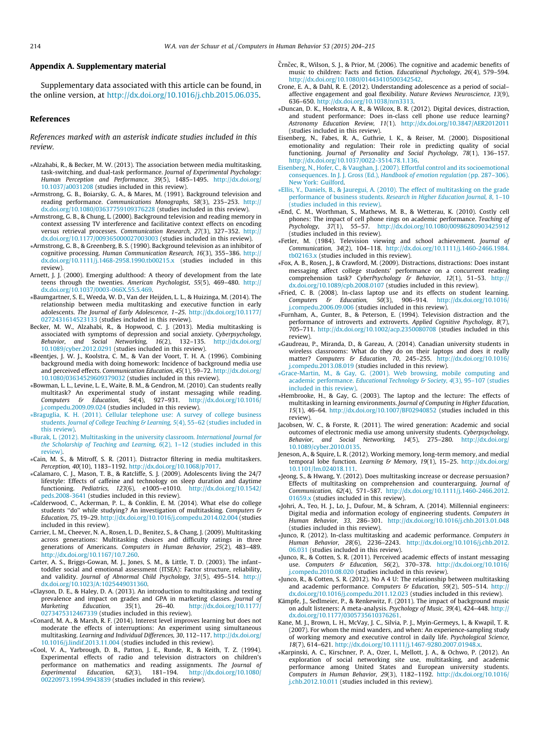## Appendix A. Supplementary material

Supplementary data associated with this article can be found, in the online version, at http://dx.doi.org/10.1016/j.chb.2015.06.035.

## References

*References marked with an asterisk indicate studies included in this review.*

*Alzahabi, R., & Becker, M. W. (2013). The association between media multitasking, task-switching, and dual-task performance. *Journal of Experimental Psychology: Human Perception and Performance, 39*(5), 1485–1495. http://dx.doi.org/10.1037/a0031208 (studies included in this review).

*Armstrong, G. B., Boiarsky, G. A., & Mares, M. (1991). Background television and reading performance. *Communications Monographs, 58*(3), 235–253. http://dx.doi.org/10.1080/03637759109376228 (studies included in this review).

*Armstrong, G. B., & Chung, L. (2000). Background television and reading memory in context assessing TV interference and facilitative context effects on encoding versus retrieval processes. *Communication Research, 27*(3), 327–352. http://dx.doi.org/10.1177/009365000027003003 (studies included in this review).

*Armstrong, G. B., & Greenberg, B. S. (1990). Background television as an inhibitor of cognitive processing. *Human Communication Research, 16*(3), 355–386. http://dx.doi.org/10.1111/j.1468-2958.1990.tb00215.x (studies included in this review).

Arnett, J. J. (2000). Emerging adulthood: A theory of development from the late teens through the twenties. *American Psychologist, 55*(5), 469–480. http://dx.doi.org/10.1037/0003-066X.55.5.469.

*Baumgartner, S. E., Weeda, W. D., Van der Heijden, L. L., & Huizinga, M. (2014). The relationship between media multitasking and executive function in early adolescents. *The Journal of Early Adolescence*, 1–25. http://dx.doi.org/10.1177/0272431614523133 (studies included in this review).

Becker, M. W., Alzahabi, R., & Hopwood, C. J. (2013). Media multitasking is associated with symptoms of depression and social anxiety. *Cyberpsychology, Behavior, and Social Networking, 16*(2), 132–135. http://dx.doi.org/10.1089/cyber.2012.0291 (studies included in this review).

*Beentjes, J. W. J., Koolstra, C. M., & Van der Voort, T. H. A. (1996). Combining background media with doing homework: Incidence of background media use and perceived effects. *Communication Education, 45*(1), 59–72. http://dx.doi.org/10.1080/03634529609379032 (studies included in this review).

*Bowman, L. L., Levine, L. E., Waite, B. M., & Gendron, M. (2010). Can students really multitask? An experimental study of instant messaging while reading. *Computers & Education, 54*(4), 927–931. http://dx.doi.org/10.1016/j.compedu.2009.09.024 (studies included in this review).

*Braguglia, K. H. (2011). Cellular telephone use: A survey of college business students. *Journal of College Teaching & Learning, 5*(4), 55–62 (studies included in this review).

*Burak, L. (2012). Multitasking in the university classroom. *International Journal for the Scholarship of Teaching and Learning, 6*(2), 1–12 (studies included in this review).

*Cain, M. S., & Mitroff, S. R. (2011). Distractor filtering in media multitaskers. *Perception, 40*(10), 1183–1192. http://dx.doi.org/10.1068/p7017.

*Calamaro, C. J., Mason, T. B., & Ratcliffe, S. J. (2009). Adolescents living the 24/7 lifestyle: Effects of caffeine and technology on sleep duration and daytime functioning. *Pediatrics, 123*(6), e1005–e1010. http://dx.doi.org/10.1542/peds.2008-3641 (studies included in this review).

*Calderwood, C., Ackerman, P. L., & Conklin, E. M. (2014). What else do college students "do" while studying? An investigation of multitasking. *Computers & Education, 75*, 19–29. http://dx.doi.org/10.1016/j.compedu.2014.02.004 (studies included in this review).

Carrier, L. M., Cheever, N. A., Rosen, L. D., Benitez, S., & Chang, J. (2009). Multitasking across generations: Multitasking choices and difficulty ratings in three generations of Americans. *Computers in Human Behavior, 25*(2), 483–489. http://dx.doi.org/10.1167/10.7.260.

Carter, A. S., Briggs-Gowan, M. J., Jones, S. M., & Little, T. D. (2003). The infant–toddler social and emotional assessment (ITSEA): Factor structure, reliability, and validity. *Journal of Abnormal Child Psychology, 31*(5), 495–514. http://dx.doi.org/10.1023/A:1025449031360.

*Clayson, D. E., & Haley, D. A. (2013). An introduction to multitasking and texting prevalence and impact on grades and GPA in marketing classes. *Journal of Marketing Education, 35*(1), 26–40. http://dx.doi.org/10.1177/0273475312467339 (studies included in this review).

*Conard, M. A., & Marsh, R. F. (2014). Interest level improves learning but does not moderate the effects of interruptions: An experiment using simultaneous multitasking. *Learning and Individual Differences, 30*, 112–117. http://dx.doi.org/10.1016/j.lindif.2013.11.004 (studies included in this review).

*Cool, V. A., Yarbrough, D. B., Patton, J. E., Runde, R., & Keith, T. Z. (1994). Experimental effects of radio and television distractors on children's performance on mathematics and reading assignments. *The Journal of Experimental Education, 62*(3), 181–194. http://dx.doi.org/10.1080/00220973.1994.9943839 (studies included in this review).

Črnčec, R., Wilson, S. J., & Prior, M. (2006). The cognitive and academic benefits of music to children: Facts and fiction. *Educational Psychology, 26*(4), 579–594. http://dx.doi.org/10.1080/01443410500342542.

Crone, E. A., & Dahl, R. E. (2012). Understanding adolescence as a period of social–affective engagement and goal flexibility. *Nature Reviews Neuroscience, 13*(9), 636–650. http://dx.doi.org/10.1038/nrn3313.

*Duncan, D. K., Hoekstra, A. R., & Wilcox, B. R. (2012). Digital devices, distraction, and student performance: Does in-class cell phone use reduce learning? *Astronomy Education Review, 11*(1). http://dx.doi.org/10.3847/AER2012011 (studies included in this review).

Eisenberg, N., Fabes, R. A., Guthrie, I. K., & Reiser, M. (2000). Dispositional emotionality and regulation: Their role in predicting quality of social functioning. *Journal of Personality and Social Psychology, 78*(1), 136–157. http://dx.doi.org/10.1037/0022-3514.78.1.136.

Eisenberg, N., Hofer, C., & Vaughan, J. (2007). Effortful control and its socioemotional consequences. In J. J. Gross (Ed.), *Handbook of emotion regulation* (pp. 287–306). New York: Guilford.

*Ellis, Y., Daniels, B., & Jauregui, A. (2010). The effect of multitasking on the grade performance of business students. *Research in Higher Education Journal, 8*, 1–10 (studies included in this review).

*End, C. M., Worthman, S., Mathews, M. B., & Wetterau, K. (2010). Costly cell phones: The impact of cell phone rings on academic performance. *Teaching of Psychology, 37*(1), 55–57. http://dx.doi.org/10.1080/00986280903425912 (studies included in this review).

*Fetler, M. (1984). Television viewing and school achievement. *Journal of Communication, 34*(2), 104–118. http://dx.doi.org/10.1111/j.1460-2466.1984.tb02163.x (studies included in this review).

*Fox, A. B., Rosen, J., & Crawford, M. (2009). Distractions, distractions: Does instant messaging affect college students' performance on a concurrent reading comprehension task? *CyberPsychology & Behavior, 12*(1), 51–53. http://dx.doi.org/10.1089/cpb.2008.0107 (studies included in this review).

*Fried, C. B. (2008). In-class laptop use and its effects on student learning. *Computers & Education, 50*(3), 906–914. http://dx.doi.org/10.1016/j.compedu.2006.09.006 (studies included in this review).

*Furnham, A., Gunter, B., & Peterson, E. (1994). Television distraction and the performance of introverts and extroverts. *Applied Cognitive Psychology, 8*(7), 705–711. http://dx.doi.org/10.1002/acp.2350080708 (studies included in this review).

*Gaudreau, P., Miranda, D., & Gareau, A. (2014). Canadian university students in wireless classrooms: What do they do on their laptops and does it really matter? *Computers & Education, 70*, 245–255. http://dx.doi.org/10.1016/j.compedu.2013.08.019 (studies included in this review).

*Grace-Martin, M., & Gay, G. (2001). Web browsing, mobile computing and academic performance. *Educational Technology & Society, 4*(3), 95–107 (studies included in this review).

*Hembrooke, H., & Gay, G. (2003). The laptop and the lecture: The effects of multitasking in learning environments. *Journal of Computing in Higher Education, 15*(1), 46–64. http://dx.doi.org/10.1007/BF02940852 (studies included in this review).

Jacobsen, W. C., & Forste, R. (2011). The wired generation: Academic and social outcomes of electronic media use among university students. *Cyberpsychology, Behavior, and Social Networking, 14*(5), 275–280. http://dx.doi.org/10.1089/cyber.2010.0135.

Jeneson, A., & Squire, L. R. (2012). Working memory, long-term memory, and medial temporal lobe function. *Learning & Memory, 19*(1), 15–25. http://dx.doi.org/10.1101/lm.024018.111.

*Jeong, S., & Hwang, Y. (2012). Does multitasking increase or decrease persuasion? Effects of multitasking on comprehension and counterarguing. *Journal of Communication, 62*(4), 571–587. http://dx.doi.org/10.1111/j.1460-2466.2012.01659.x (studies included in this review).

*Johri, A., Teo, H. J., Lo, J., Dufour, M., & Schram, A. (2014). Millennial engineers: Digital media and information ecology of engineering students. *Computers in Human Behavior, 33*, 286–301. http://dx.doi.org/10.1016/j.chb.2013.01.048 (studies included in this review).

*Junco, R. (2012). In-class multitasking and academic performance. *Computers in Human Behavior, 28*(6), 2236–2243. http://dx.doi.org/10.1016/j.chb.2012.06.031 (studies included in this review).

*Junco, R., & Cotten, S. R. (2011). Perceived academic effects of instant messaging use. *Computers & Education, 56*(2), 370–378. http://dx.doi.org/10.1016/j.compedu.2010.08.020 (studies included in this review).

*Junco, R., & Cotten, S. R. (2012). No A 4 U: The relationship between multitasking and academic performance. *Computers & Education, 59*(2), 505–514. http://dx.doi.org/10.1016/j.compedu.2011.12.023 (studies included in this review).

Kämpfe, J., Sedlmeier, P., & Renkewitz, F. (2011). The impact of background music on adult listeners: A meta-analysis. *Psychology of Music, 39*(4), 424–448. http://dx.doi.org/10.1177/0305735610376261.

Kane, M. J., Brown, L. H., McVay, J. C., Silvia, P. J., Myin-Germeys, I., & Kwapil, T. R. (2007). For whom the mind wanders, and when: An experience-sampling study of working memory and executive control in daily life. *Psychological Science, 18*(7), 614–621. http://dx.doi.org/10.1111/j.1467-9280.2007.01948.x.

*Karpinski, A. C., Kirschner, P. A., Ozer, I., Mellott, J. A., & Ochwo, P. (2012). An exploration of social networking site use, multitasking, and academic performance among United States and European university students. *Computers in Human Behavior, 29*(3), 1182–1192. http://dx.doi.org/10.1016/j.chb.2012.10.011 (studies included in this review).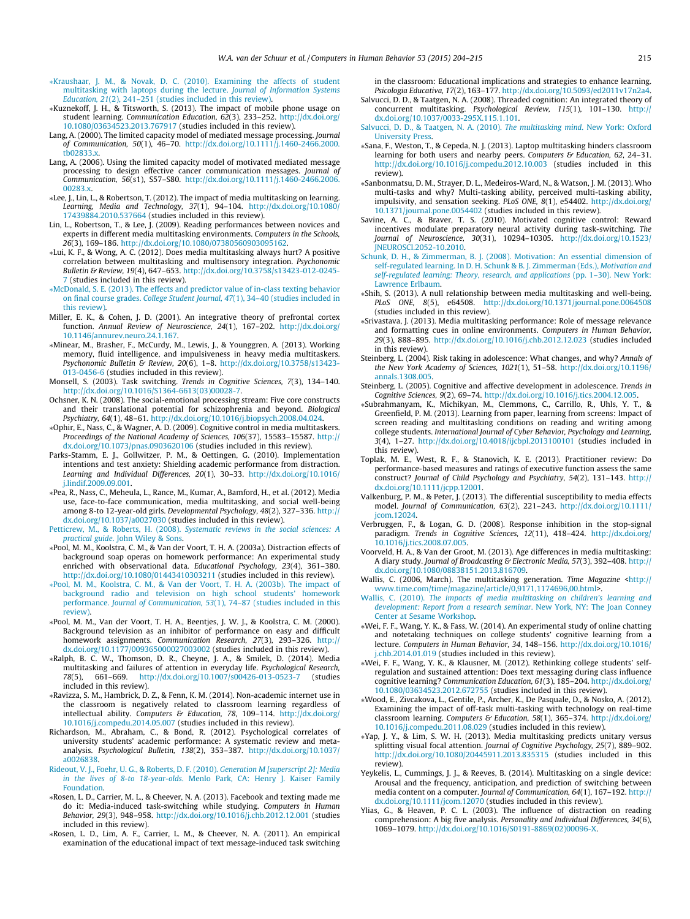*Kraushaar, J. M., & Novak, D. C. (2010). Examining the affects of student multitasking with laptops during the lecture. *Journal of Information Systems Education, 21*(2), 241–251 (studies included in this review).

*Kuznekoff, J. H., & Titsworth, S. (2013). The impact of mobile phone usage on student learning. *Communication Education, 62*(3), 233–252. http://dx.doi.org/10.1080/03634523.2013.767917 (studies included in this review).

Lang, A. (2000). The limited capacity model of mediated message processing. *Journal of Communication, 50*(1), 46–70. http://dx.doi.org/10.1111/j.1460-2466.2000.tb02833.x.

Lang, A. (2006). Using the limited capacity model of motivated mediated message processing to design effective cancer communication messages. *Journal of Communication, 56*(s1), S57–S80. http://dx.doi.org/10.1111/j.1460-2466.2006.00283.x.

*Lee, J., Lin, L., & Robertson, T. (2012). The impact of media multitasking on learning. *Learning, Media and Technology, 37*(1), 94–104. http://dx.doi.org/10.1080/17439884.2010.537664 (studies included in this review).

Lin, L., Robertson, T., & Lee, J. (2009). Reading performances between novices and experts in different media multitasking environments. *Computers in the Schools, 26*(3), 169–186. http://dx.doi.org/10.1080/07380560903095162.

*Lui, K. F., & Wong, A. C. (2012). Does media multitasking always hurt? A positive correlation between multitasking and multisensory integration. *Psychonomic Bulletin & Review, 19*(4), 647–653. http://dx.doi.org/10.3758/s13423-012-0245-7 (studies included in this review).

*McDonald, S. E. (2013). The effects and predictor value of in-class texting behavior on final course grades. *College Student Journal, 47*(1), 34–40 (studies included in this review).

Miller, E. K., & Cohen, J. D. (2001). An integrative theory of prefrontal cortex function. *Annual Review of Neuroscience, 24*(1), 167–202. http://dx.doi.org/10.1146/annurev.neuro.24.1.167.

*Minear, M., Brasher, F., McCurdy, M., Lewis, J., & Younggren, A. (2013). Working memory, fluid intelligence, and impulsiveness in heavy media multitaskers. *Psychonomic Bulletin & Review, 20*(6), 1–8. http://dx.doi.org/10.3758/s13423-013-0456-6 (studies included in this review).

Monsell, S. (2003). Task switching. *Trends in Cognitive Sciences, 7*(3), 134–140. http://dx.doi.org/10.1016/S1364-6613(03)00028-7.

Ochsner, K. N. (2008). The social-emotional processing stream: Five core constructs and their translational potential for schizophrenia and beyond. *Biological Psychiatry, 64*(1), 48–61. http://dx.doi.org/10.1016/j.biopsych.2008.04.024.

*Ophir, E., Nass, C., & Wagner, A. D. (2009). Cognitive control in media multitaskers. *Proceedings of the National Academy of Sciences, 106*(37), 15583–15587. http://dx.doi.org/10.1073/pnas.0903620106 (studies included in this review).

Parks-Stamm, E. J., Gollwitzer, P. M., & Oettingen, G. (2010). Implementation intentions and test anxiety: Shielding academic performance from distraction. *Learning and Individual Differences, 20*(1), 30–33. http://dx.doi.org/10.1016/j.lindif.2009.09.001.

*Pea, R., Nass, C., Meheula, L., Rance, M., Kumar, A., Bamford, H., et al. (2012). Media use, face-to-face communication, media multitasking, and social well-being among 8-to 12-year-old girls. *Developmental Psychology, 48*(2), 327–336. http://dx.doi.org/10.1037/a0027030 (studies included in this review).

Petticrew, M., & Roberts, H. (2008). *Systematic reviews in the social sciences: A practical guide*. John Wiley & Sons.

*Pool, M. M., Koolstra, C. M., & Van der Voort, T. H. A. (2003a). Distraction effects of background soap operas on homework performance: An experimental study enriched with observational data. *Educational Psychology, 23*(4), 361–380. http://dx.doi.org/10.1080/01443410303211 (studies included in this review).

*Pool, M. M., Koolstra, C. M., & Van der Voort, T. H. A. (2003b). The impact of background radio and television on high school students' homework performance. *Journal of Communication, 53*(1), 74–87 (studies included in this review).

*Pool, M. M., Van der Voort, T. H. A., Beentjes, J. W. J., & Koolstra, C. M. (2000). Background television as an inhibitor of performance on easy and difficult homework assignments. *Communication Research, 27*(3), 293–326. http://dx.doi.org/10.1177/009365000027003002 (studies included in this review).

*Ralph, B. C. W., Thomson, D. R., Cheyne, J. A., & Smilek, D. (2014). Media multitasking and failures of attention in everyday life. *Psychological Research, 78*(5), 661–669. http://dx.doi.org/10.1007/s00426-013-0523-7 (studies included in this review).

*Ravizza, S. M., Hambrick, D. Z., & Fenn, K. M. (2014). Non-academic internet use in the classroom is negatively related to classroom learning regardless of intellectual ability. *Computers & Education, 78*, 109–114. http://dx.doi.org/10.1016/j.compedu.2014.05.007 (studies included in this review).

Richardson, M., Abraham, C., & Bond, R. (2012). Psychological correlates of university students' academic performance: A systematic review and meta-analysis. *Psychological Bulletin, 138*(2), 353–387. http://dx.doi.org/10.1037/a0026838.

Rideout, V. J., Foehr, U. G., & Roberts, D. F. (2010). *Generation M [superscript 2]: Media in the lives of 8-to 18-year-olds*. Menlo Park, CA: Henry J. Kaiser Family Foundation.

*Rosen, L. D., Carrier, M. L., & Cheever, N. A. (2013). Facebook and texting made me do it: Media-induced task-switching while studying. *Computers in Human Behavior, 29*(3), 948–958. http://dx.doi.org/10.1016/j.chb.2012.12.001 (studies included in this review).

*Rosen, L. D., Lim, A. F., Carrier, L. M., & Cheever, N. A. (2011). An empirical examination of the educational impact of text message-induced task switching in the classroom: Educational implications and strategies to enhance learning. *Psicologia Educativa, 17*(2), 163–177. http://dx.doi.org/10.5093/ed2011v17n2a4.

Salvucci, D. D., & Taatgen, N. A. (2008). Threaded cognition: An integrated theory of concurrent multitasking. *Psychological Review, 115*(1), 101–130. http://dx.doi.org/10.1037/0033-295X.115.1.101.

Salvucci, D. D., & Taatgen, N. A. (2010). *The multitasking mind*. New York: Oxford University Press.

*Sana, F., Weston, T., & Cepeda, N. J. (2013). Laptop multitasking hinders classroom learning for both users and nearby peers. *Computers & Education, 62*, 24–31. http://dx.doi.org/10.1016/j.compedu.2012.10.003 (studies included in this review).

*Sanbonmatsu, D. M., Strayer, D. L., Medeiros-Ward, N., & Watson, J. M. (2013). Who multi-tasks and why? Multi-tasking ability, perceived multi-tasking ability, impulsivity, and sensation seeking. *PLoS ONE, 8*(1), e54402. http://dx.doi.org/10.1371/journal.pone.0054402 (studies included in this review).

Savine, A. C., & Braver, T. S. (2010). Motivated cognitive control: Reward incentives modulate preparatory neural activity during task-switching. *The Journal of Neuroscience, 30*(31), 10294–10305. http://dx.doi.org/10.1523/JNEUROSCI.2052-10.2010.

Schunk, D. H., & Zimmerman, B. J. (2008). Motivation: An essential dimension of self-regulated learning. In D. H. Schunk & B. J. Zimmerman (Eds.), *Motivation and self-regulated learning: Theory, research, and applications* (pp. 1–30). New York: Lawrence Erlbaum.

*Shih, S. (2013). A null relationship between media multitasking and well-being. *PLoS ONE, 8*(5), e64508. http://dx.doi.org/10.1371/journal.pone.0064508 (studies included in this review).

*Srivastava, J. (2013). Media multitasking performance: Role of message relevance and formatting cues in online environments. *Computers in Human Behavior, 29*(3), 888–895. http://dx.doi.org/10.1016/j.chb.2012.12.023 (studies included in this review).

Steinberg, L. (2004). Risk taking in adolescence: What changes, and why? *Annals of the New York Academy of Sciences, 1021*(1), 51–58. http://dx.doi.org/10.1196/annals.1308.005.

Steinberg, L. (2005). Cognitive and affective development in adolescence. *Trends in Cognitive Sciences, 9*(2), 69–74. http://dx.doi.org/10.1016/j.tics.2004.12.005.

*Subrahmanyam, K., Michikyan, M., Clemmons, C., Carrillo, R., Uhls, Y. T., & Greenfield, P. M. (2013). Learning from paper, learning from screens: Impact of screen reading and multitasking conditions on reading and writing among college students. *International Journal of Cyber Behavior, Psychology and Learning, 3*(4), 1–27. http://dx.doi.org/10.4018/ijcbpl.2013100101 (studies included in this review).

Toplak, M. E., West, R. F., & Stanovich, K. E. (2013). Practitioner review: Do performance-based measures and ratings of executive function assess the same construct? *Journal of Child Psychology and Psychiatry, 54*(2), 131–143. http://dx.doi.org/10.1111/jcpp.12001.

Valkenburg, P. M., & Peter, J. (2013). The differential susceptibility to media effects model. *Journal of Communication, 63*(2), 221–243. http://dx.doi.org/10.1111/jcom.12024.

Verbruggen, F., & Logan, G. D. (2008). Response inhibition in the stop-signal paradigm. *Trends in Cognitive Sciences, 12*(11), 418–424. http://dx.doi.org/10.1016/j.tics.2008.07.005.

Voorveld, H. A., & Van der Groot, M. (2013). Age differences in media multitasking: A diary study. *Journal of Broadcasting & Electronic Media, 57*(3), 392–408. http://dx.doi.org/10.1080/08838151.2013.816709.

Wallis, C. (2006, March). The multitasking generation. *Time Magazine* <http://www.time.com/time/magazine/article/0,9171,1174696,00.html>.

Wallis, C. (2010). *The impacts of media multitasking on children's learning and development: Report from a research seminar*. New York, NY: The Joan Conney Center at Sesame Workshop.

*Wei, F. F., Wang, Y. K., & Fass, W. (2014). An experimental study of online chatting and notetaking techniques on college students' cognitive learning from a lecture. *Computers in Human Behavior, 34*, 148–156. http://dx.doi.org/10.1016/j.chb.2014.01.019 (studies included in this review).

*Wei, F. F., Wang, Y. K., & Klausner, M. (2012). Rethinking college students' self-regulation and sustained attention: Does text messaging during class influence cognitive learning? *Communication Education, 61*(3), 185–204. http://dx.doi.org/10.1080/03634523.2012.672755 (studies included in this review).

*Wood, E., Zivcakova, L., Gentile, P., Archer, K., De Pasquale, D., & Nosko, A. (2012). Examining the impact of off-task multi-tasking with technology on real-time classroom learning. *Computers & Education, 58*(1), 365–374. http://dx.doi.org/10.1016/j.compedu.2011.08.029 (studies included in this review).

*Yap, J. Y., & Lim, S. W. H. (2013). Media multitasking predicts unitary versus splitting visual focal attention. *Journal of Cognitive Psychology, 25*(7), 889–902. http://dx.doi.org/10.1080/20445911.2013.835315 (studies included in this review).

Yeykelis, L., Cummings, J. J., & Reeves, B. (2014). Multitasking on a single device: Arousal and the frequency, anticipation, and prediction of switching between media content on a computer. *Journal of Communication, 64*(1), 167–192. http://dx.doi.org/10.1111/jcom.12070 (studies included in this review).

Ylias, G., & Heaven, P. C. L. (2003). The influence of distraction on reading comprehension: A big five analysis. *Personality and Individual Differences, 34*(6), 1069–1079. http://dx.doi.org/10.1016/S0191-8869(02)00096-X.